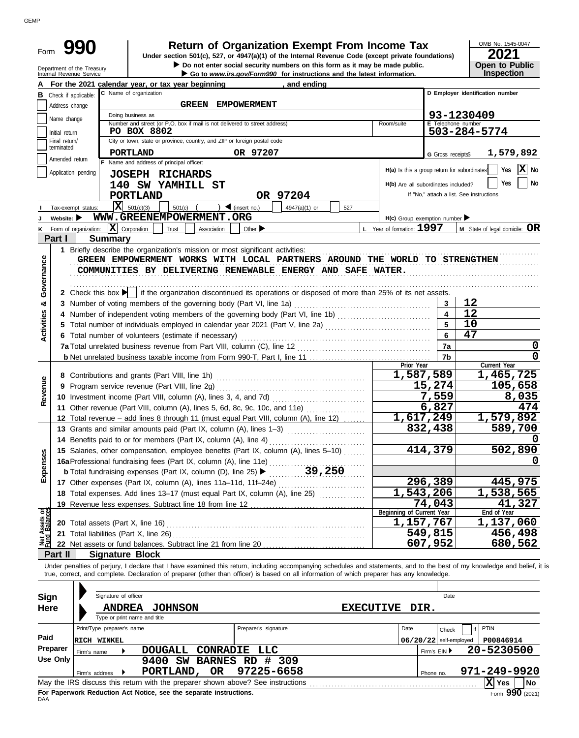GEMP

# Form 990 — Return of Organization Exempt From Income Tax

**Under section 501(c), 527, or 4947(a)(1) of the Internal Revenue Code (except private foundations)**

▶ Do not enter social security numbers on this form as it may be made public.
▶ Go to *www.irs.gov/Form990* for instructions and the latest information.

Department of the Treasury
Internal Revenue Service

OMB No. 1545-0047
**2021**
**Open to Public Inspection**

**A** For the 2021 calendar year, or tax year beginning , and ending

**B** Check if applicable:
- Address change
- Name change
- Initial return
- Final return/terminated
- Amended return
- Application pending

**C** Name of organization: **GREEN EMPOWERMENT**

Doing business as

Number and street (or P.O. box if mail is not delivered to street address): **PO BOX 8802** Room/suite

City or town, state or province, country, and ZIP or foreign postal code: **PORTLAND OR 97207**

**D** Employer identification number: **93-1230409**

**E** Telephone number: **503-284-5774**

**G** Gross receipts$ **1,579,892**

**F** Name and address of principal officer:
**JOSEPH RICHARDS**
**140 SW YAMHILL ST**
**PORTLAND OR 97204**

H(a) Is this a group return for subordinates? Yes [ ] No [X]
H(b) Are all subordinates included? Yes [ ] No [ ]
If "No," attach a list. See instructions

**I** Tax-exempt status: [X] 501(c)(3) [ ] 501(c) ( ) ◀ (insert no.) [ ] 4947(a)(1) or [ ] 527

**J** Website: ▶ **WWW.GREENEMPOWERMENT.ORG**

H(c) Group exemption number ▶

**K** Form of organization: [X] Corporation [ ] Trust [ ] Association [ ] Other ▶

**L** Year of formation: **1997**

**M** State of legal domicile: **OR**

## Part I — Summary

**Activities & Governance**

1 Briefly describe the organization's mission or most significant activities:
GREEN EMPOWERMENT WORKS WITH LOCAL PARTNERS AROUND THE WORLD TO STRENGTHEN COMMUNITIES BY DELIVERING RENEWABLE ENERGY AND SAFE WATER.

2 Check this box ▶ [ ] if the organization discontinued its operations or disposed of more than 25% of its net assets.

| Line | Description | | Value |
|---|---|---|---|
| 3 | Number of voting members of the governing body (Part VI, line 1a) | 3 | 12 |
| 4 | Number of independent voting members of the governing body (Part VI, line 1b) | 4 | 12 |
| 5 | Total number of individuals employed in calendar year 2021 (Part V, line 2a) | 5 | 10 |
| 6 | Total number of volunteers (estimate if necessary) | 6 | 47 |
| 7a | Total unrelated business revenue from Part VIII, column (C), line 12 | 7a | 0 |
| 7b | Net unrelated business taxable income from Form 990-T, Part I, line 11 | 7b | 0 |

**Revenue / Expenses**

| Line | Description | Prior Year | Current Year |
|---|---|---|---|
| 8 | Contributions and grants (Part VIII, line 1h) | 1,587,589 | 1,465,725 |
| 9 | Program service revenue (Part VIII, line 2g) | 15,274 | 105,658 |
| 10 | Investment income (Part VIII, column (A), lines 3, 4, and 7d) | 7,559 | 8,035 |
| 11 | Other revenue (Part VIII, column (A), lines 5, 6d, 8c, 9c, 10c, and 11e) | 6,827 | 474 |
| 12 | Total revenue – add lines 8 through 11 (must equal Part VIII, column (A), line 12) | 1,617,249 | 1,579,892 |
| 13 | Grants and similar amounts paid (Part IX, column (A), lines 1–3) | 832,438 | 589,700 |
| 14 | Benefits paid to or for members (Part IX, column (A), line 4) | | 0 |
| 15 | Salaries, other compensation, employee benefits (Part IX, column (A), lines 5–10) | 414,379 | 502,890 |
| 16a | Professional fundraising fees (Part IX, column (A), line 11e) | | 0 |
| b | Total fundraising expenses (Part IX, column (D), line 25) ▶ 39,250 | | |
| 17 | Other expenses (Part IX, column (A), lines 11a–11d, 11f–24e) | 296,389 | 445,975 |
| 18 | Total expenses. Add lines 13–17 (must equal Part IX, column (A), line 25) | 1,543,206 | 1,538,565 |
| 19 | Revenue less expenses. Subtract line 18 from line 12 | 74,043 | 41,327 |

**Net Assets or Fund Balances**

| Line | Description | Beginning of Current Year | End of Year |
|---|---|---|---|
| 20 | Total assets (Part X, line 16) | 1,157,767 | 1,137,060 |
| 21 | Total liabilities (Part X, line 26) | 549,815 | 456,498 |
| 22 | Net assets or fund balances. Subtract line 21 from line 20 | 607,952 | 680,562 |

## Part II — Signature Block

Under penalties of perjury, I declare that I have examined this return, including accompanying schedules and statements, and to the best of my knowledge and belief, it is true, correct, and complete. Declaration of preparer (other than officer) is based on all information of which preparer has any knowledge.

**Sign Here**

Signature of officer — Date

**ANDREA JOHNSON EXECUTIVE DIR.**
Type or print name and title

**Paid Preparer Use Only**

| Print/Type preparer's name | Preparer's signature | Date | Check [ ] if self-employed | PTIN |
|---|---|---|---|---|
| RICH WINKEL | | 06/20/22 | | P00846914 |

Firm's name ▶ **DOUGALL CONRADIE LLC** — Firm's EIN ▶ **20-5230500**

Firm's address ▶ **9400 SW BARNES RD # 309, PORTLAND, OR 97225-6658** — Phone no. **971-249-9920**

May the IRS discuss this return with the preparer shown above? See instructions [X] Yes [ ] No

**For Paperwork Reduction Act Notice, see the separate instructions.**

DAA — Form **990** (2021)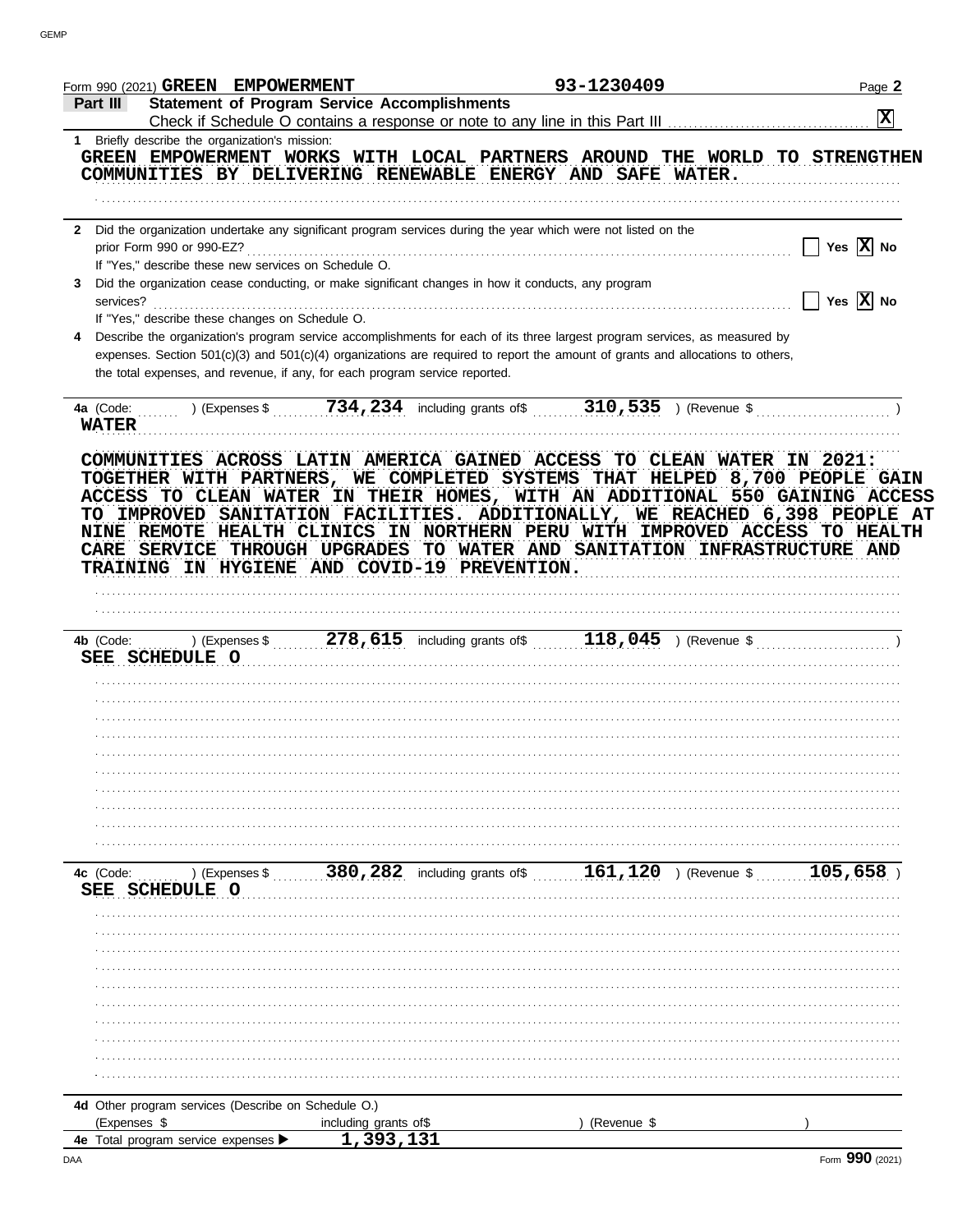Form 990 (2021) GREEN EMPOWERMENT 93-1230409 Page 2

## Part III Statement of Program Service Accomplishments

Check if Schedule O contains a response or note to any line in this Part III [X]

**1** Briefly describe the organization's mission:

GREEN EMPOWERMENT WORKS WITH LOCAL PARTNERS AROUND THE WORLD TO STRENGTHEN COMMUNITIES BY DELIVERING RENEWABLE ENERGY AND SAFE WATER.

**2** Did the organization undertake any significant program services during the year which were not listed on the prior Form 990 or 990-EZ? [ ] Yes [X] No

If "Yes," describe these new services on Schedule O.

**3** Did the organization cease conducting, or make significant changes in how it conducts, any program services? [ ] Yes [X] No

If "Yes," describe these changes on Schedule O.

**4** Describe the organization's program service accomplishments for each of its three largest program services, as measured by expenses. Section 501(c)(3) and 501(c)(4) organizations are required to report the amount of grants and allocations to others, the total expenses, and revenue, if any, for each program service reported.

**4a** (Code: ) (Expenses $ 734,234 including grants of$ 310,535 ) (Revenue $ )

WATER

COMMUNITIES ACROSS LATIN AMERICA GAINED ACCESS TO CLEAN WATER IN 2021: TOGETHER WITH PARTNERS, WE COMPLETED SYSTEMS THAT HELPED 8,700 PEOPLE GAIN ACCESS TO CLEAN WATER IN THEIR HOMES, WITH AN ADDITIONAL 550 GAINING ACCESS TO IMPROVED SANITATION FACILITIES. ADDITIONALLY, WE REACHED 6,398 PEOPLE AT NINE REMOTE HEALTH CLINICS IN NORTHERN PERU WITH IMPROVED ACCESS TO HEALTH CARE SERVICE THROUGH UPGRADES TO WATER AND SANITATION INFRASTRUCTURE AND TRAINING IN HYGIENE AND COVID-19 PREVENTION.

**4b** (Code: ) (Expenses $ 278,615 including grants of$ 118,045 ) (Revenue $ )

SEE SCHEDULE O

**4c** (Code: ) (Expenses $ 380,282 including grants of$ 161,120 ) (Revenue $ 105,658 )

SEE SCHEDULE O

**4d** Other program services (Describe on Schedule O.)

(Expenses $ including grants of$ ) (Revenue $ )

**4e** Total program service expenses ▶ 1,393,131

Form 990 (2021)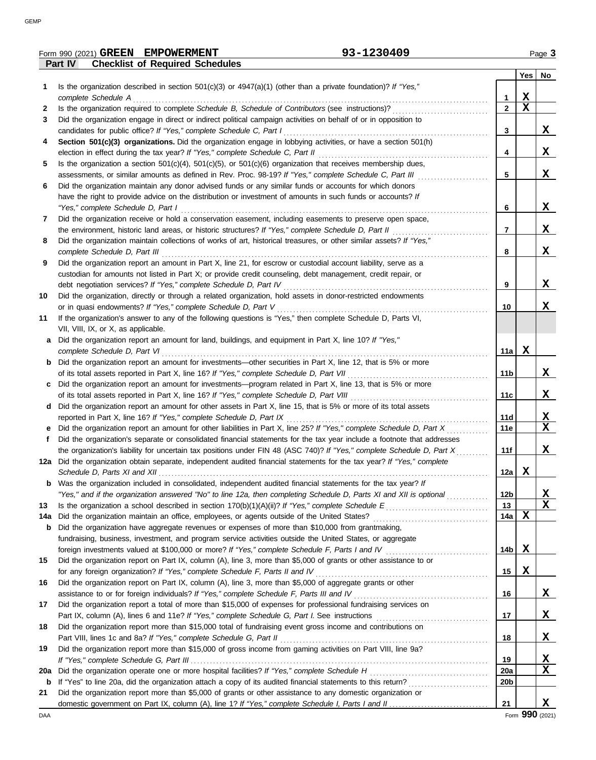Form 990 (2021) **GREEN EMPOWERMENT** **93-1230409** Page **3**

**Part IV Checklist of Required Schedules**

| | | | Yes | No |
|---|---|---|---|---|
| **1** | Is the organization described in section 501(c)(3) or 4947(a)(1) (other than a private foundation)? *If "Yes," complete Schedule A* | **1** | X | |
| **2** | Is the organization required to complete *Schedule B, Schedule of Contributors* (see instructions)? | **2** | X | |
| **3** | Did the organization engage in direct or indirect political campaign activities on behalf of or in opposition to candidates for public office? *If "Yes," complete Schedule C, Part I* | **3** | | X |
| **4** | **Section 501(c)(3) organizations.** Did the organization engage in lobbying activities, or have a section 501(h) election in effect during the tax year? *If "Yes," complete Schedule C, Part II* | **4** | | X |
| **5** | Is the organization a section 501(c)(4), 501(c)(5), or 501(c)(6) organization that receives membership dues, assessments, or similar amounts as defined in Rev. Proc. 98-19? *If "Yes," complete Schedule C, Part III* | **5** | | X |
| **6** | Did the organization maintain any donor advised funds or any similar funds or accounts for which donors have the right to provide advice on the distribution or investment of amounts in such funds or accounts? *If "Yes," complete Schedule D, Part I* | **6** | | X |
| **7** | Did the organization receive or hold a conservation easement, including easements to preserve open space, the environment, historic land areas, or historic structures? *If "Yes," complete Schedule D, Part II* | **7** | | X |
| **8** | Did the organization maintain collections of works of art, historical treasures, or other similar assets? *If "Yes," complete Schedule D, Part III* | **8** | | X |
| **9** | Did the organization report an amount in Part X, line 21, for escrow or custodial account liability, serve as a custodian for amounts not listed in Part X; or provide credit counseling, debt management, credit repair, or debt negotiation services? *If "Yes," complete Schedule D, Part IV* | **9** | | X |
| **10** | Did the organization, directly or through a related organization, hold assets in donor-restricted endowments or in quasi endowments? *If "Yes," complete Schedule D, Part V* | **10** | | X |
| **11** | If the organization's answer to any of the following questions is "Yes," then complete Schedule D, Parts VI, VII, VIII, IX, or X, as applicable. | | | |
| **a** | Did the organization report an amount for land, buildings, and equipment in Part X, line 10? *If "Yes," complete Schedule D, Part VI* | **11a** | X | |
| **b** | Did the organization report an amount for investments—other securities in Part X, line 12, that is 5% or more of its total assets reported in Part X, line 16? *If "Yes," complete Schedule D, Part VII* | **11b** | | X |
| **c** | Did the organization report an amount for investments—program related in Part X, line 13, that is 5% or more of its total assets reported in Part X, line 16? *If "Yes," complete Schedule D, Part VIII* | **11c** | | X |
| **d** | Did the organization report an amount for other assets in Part X, line 15, that is 5% or more of its total assets reported in Part X, line 16? *If "Yes," complete Schedule D, Part IX* | **11d** | | X |
| **e** | Did the organization report an amount for other liabilities in Part X, line 25? *If "Yes," complete Schedule D, Part X* | **11e** | | X |
| **f** | Did the organization's separate or consolidated financial statements for the tax year include a footnote that addresses the organization's liability for uncertain tax positions under FIN 48 (ASC 740)? *If "Yes," complete Schedule D, Part X* | **11f** | | X |
| **12a** | Did the organization obtain separate, independent audited financial statements for the tax year? *If "Yes," complete Schedule D, Parts XI and XII* | **12a** | X | |
| **b** | Was the organization included in consolidated, independent audited financial statements for the tax year? *If "Yes," and if the organization answered "No" to line 12a, then completing Schedule D, Parts XI and XII is optional* | **12b** | | X |
| **13** | Is the organization a school described in section 170(b)(1)(A)(ii)? *If "Yes," complete Schedule E* | **13** | | X |
| **14a** | Did the organization maintain an office, employees, or agents outside of the United States? | **14a** | X | |
| **b** | Did the organization have aggregate revenues or expenses of more than $10,000 from grantmaking, fundraising, business, investment, and program service activities outside the United States, or aggregate foreign investments valued at $100,000 or more? *If "Yes," complete Schedule F, Parts I and IV* | **14b** | X | |
| **15** | Did the organization report on Part IX, column (A), line 3, more than $5,000 of grants or other assistance to or for any foreign organization? *If "Yes," complete Schedule F, Parts II and IV* | **15** | X | |
| **16** | Did the organization report on Part IX, column (A), line 3, more than $5,000 of aggregate grants or other assistance to or for foreign individuals? *If "Yes," complete Schedule F, Parts III and IV* | **16** | | X |
| **17** | Did the organization report a total of more than $15,000 of expenses for professional fundraising services on Part IX, column (A), lines 6 and 11e? *If "Yes," complete Schedule G, Part I.* See instructions | **17** | | X |
| **18** | Did the organization report more than $15,000 total of fundraising event gross income and contributions on Part VIII, lines 1c and 8a? *If "Yes," complete Schedule G, Part II* | **18** | | X |
| **19** | Did the organization report more than $15,000 of gross income from gaming activities on Part VIII, line 9a? *If "Yes," complete Schedule G, Part III* | **19** | | X |
| **20a** | Did the organization operate one or more hospital facilities? *If "Yes," complete Schedule H* | **20a** | | X |
| **b** | If "Yes" to line 20a, did the organization attach a copy of its audited financial statements to this return? | **20b** | | |
| **21** | Did the organization report more than $5,000 of grants or other assistance to any domestic organization or domestic government on Part IX, column (A), line 1? *If "Yes," complete Schedule I, Parts I and II* | **21** | | X |

Form **990** (2021)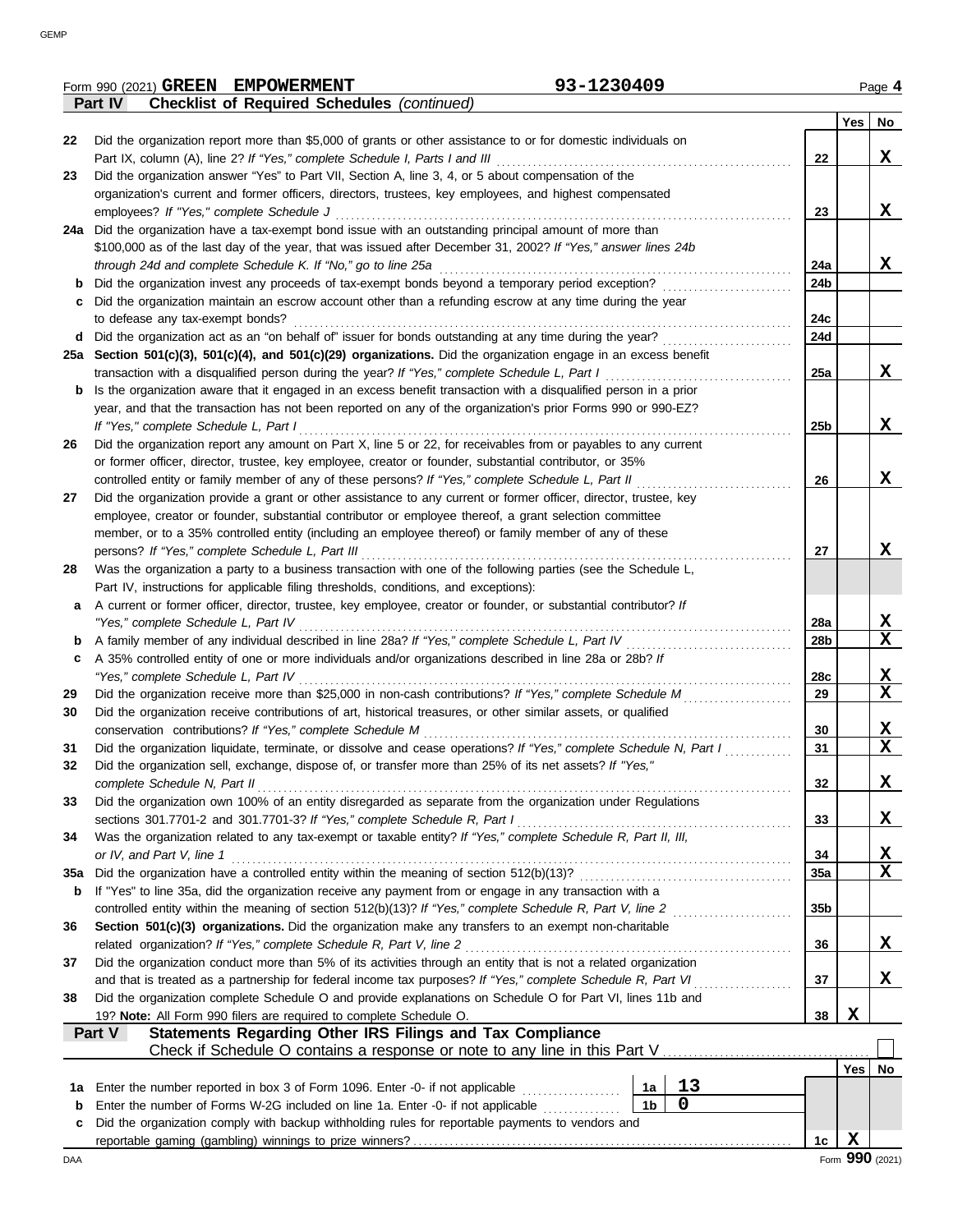Form 990 (2021) **GREEN EMPOWERMENT** **93-1230409** Page **4**

**Part IV Checklist of Required Schedules** *(continued)*

| | | | Yes | No |
|---|---|---|---|---|
| **22** | Did the organization report more than $5,000 of grants or other assistance to or for domestic individuals on Part IX, column (A), line 2? *If "Yes," complete Schedule I, Parts I and III* | **22** | | **X** |
| **23** | Did the organization answer "Yes" to Part VII, Section A, line 3, 4, or 5 about compensation of the organization's current and former officers, directors, trustees, key employees, and highest compensated employees? *If "Yes," complete Schedule J* | **23** | | **X** |
| **24a** | Did the organization have a tax-exempt bond issue with an outstanding principal amount of more than $100,000 as of the last day of the year, that was issued after December 31, 2002? *If "Yes," answer lines 24b through 24d and complete Schedule K. If "No," go to line 25a* | **24a** | | **X** |
| **b** | Did the organization invest any proceeds of tax-exempt bonds beyond a temporary period exception? | **24b** | | |
| **c** | Did the organization maintain an escrow account other than a refunding escrow at any time during the year to defease any tax-exempt bonds? | **24c** | | |
| **d** | Did the organization act as an "on behalf of" issuer for bonds outstanding at any time during the year? | **24d** | | |
| **25a** | **Section 501(c)(3), 501(c)(4), and 501(c)(29) organizations.** Did the organization engage in an excess benefit transaction with a disqualified person during the year? *If "Yes," complete Schedule L, Part I* | **25a** | | **X** |
| **b** | Is the organization aware that it engaged in an excess benefit transaction with a disqualified person in a prior year, and that the transaction has not been reported on any of the organization's prior Forms 990 or 990-EZ? *If "Yes," complete Schedule L, Part I* | **25b** | | **X** |
| **26** | Did the organization report any amount on Part X, line 5 or 22, for receivables from or payables to any current or former officer, director, trustee, key employee, creator or founder, substantial contributor, or 35% controlled entity or family member of any of these persons? *If "Yes," complete Schedule L, Part II* | **26** | | **X** |
| **27** | Did the organization provide a grant or other assistance to any current or former officer, director, trustee, key employee, creator or founder, substantial contributor or employee thereof, a grant selection committee member, or to a 35% controlled entity (including an employee thereof) or family member of any of these persons? *If "Yes," complete Schedule L, Part III* | **27** | | **X** |
| **28** | Was the organization a party to a business transaction with one of the following parties (see the Schedule L, Part IV, instructions for applicable filing thresholds, conditions, and exceptions): | | | |
| **a** | A current or former officer, director, trustee, key employee, creator or founder, or substantial contributor? *If "Yes," complete Schedule L, Part IV* | **28a** | | **X** |
| **b** | A family member of any individual described in line 28a? *If "Yes," complete Schedule L, Part IV* | **28b** | | **X** |
| **c** | A 35% controlled entity of one or more individuals and/or organizations described in line 28a or 28b? *If "Yes," complete Schedule L, Part IV* | **28c** | | **X** |
| **29** | Did the organization receive more than $25,000 in non-cash contributions? *If "Yes," complete Schedule M* | **29** | | **X** |
| **30** | Did the organization receive contributions of art, historical treasures, or other similar assets, or qualified conservation contributions? *If "Yes," complete Schedule M* | **30** | | **X** |
| **31** | Did the organization liquidate, terminate, or dissolve and cease operations? *If "Yes," complete Schedule N, Part I* | **31** | | **X** |
| **32** | Did the organization sell, exchange, dispose of, or transfer more than 25% of its net assets? *If "Yes," complete Schedule N, Part II* | **32** | | **X** |
| **33** | Did the organization own 100% of an entity disregarded as separate from the organization under Regulations sections 301.7701-2 and 301.7701-3? *If "Yes," complete Schedule R, Part I* | **33** | | **X** |
| **34** | Was the organization related to any tax-exempt or taxable entity? *If "Yes," complete Schedule R, Part II, III, or IV, and Part V, line 1* | **34** | | **X** |
| **35a** | Did the organization have a controlled entity within the meaning of section 512(b)(13)? | **35a** | | **X** |
| **b** | If "Yes" to line 35a, did the organization receive any payment from or engage in any transaction with a controlled entity within the meaning of section 512(b)(13)? *If "Yes," complete Schedule R, Part V, line 2* | **35b** | | |
| **36** | **Section 501(c)(3) organizations.** Did the organization make any transfers to an exempt non-charitable related organization? *If "Yes," complete Schedule R, Part V, line 2* | **36** | | **X** |
| **37** | Did the organization conduct more than 5% of its activities through an entity that is not a related organization and that is treated as a partnership for federal income tax purposes? *If "Yes," complete Schedule R, Part VI* | **37** | | **X** |
| **38** | Did the organization complete Schedule O and provide explanations on Schedule O for Part VI, lines 11b and 19? **Note:** All Form 990 filers are required to complete Schedule O. | **38** | **X** | |

**Part V Statements Regarding Other IRS Filings and Tax Compliance**

Check if Schedule O contains a response or note to any line in this Part V ☐

| | | | | | Yes | No |
|---|---|---|---|---|---|---|
| **1a** | Enter the number reported in box 3 of Form 1096. Enter -0- if not applicable | **1a** | **13** | | | |
| **b** | Enter the number of Forms W-2G included on line 1a. Enter -0- if not applicable | **1b** | **0** | | | |
| **c** | Did the organization comply with backup withholding rules for reportable payments to vendors and reportable gaming (gambling) winnings to prize winners? | | | **1c** | **X** | |

Form **990** (2021)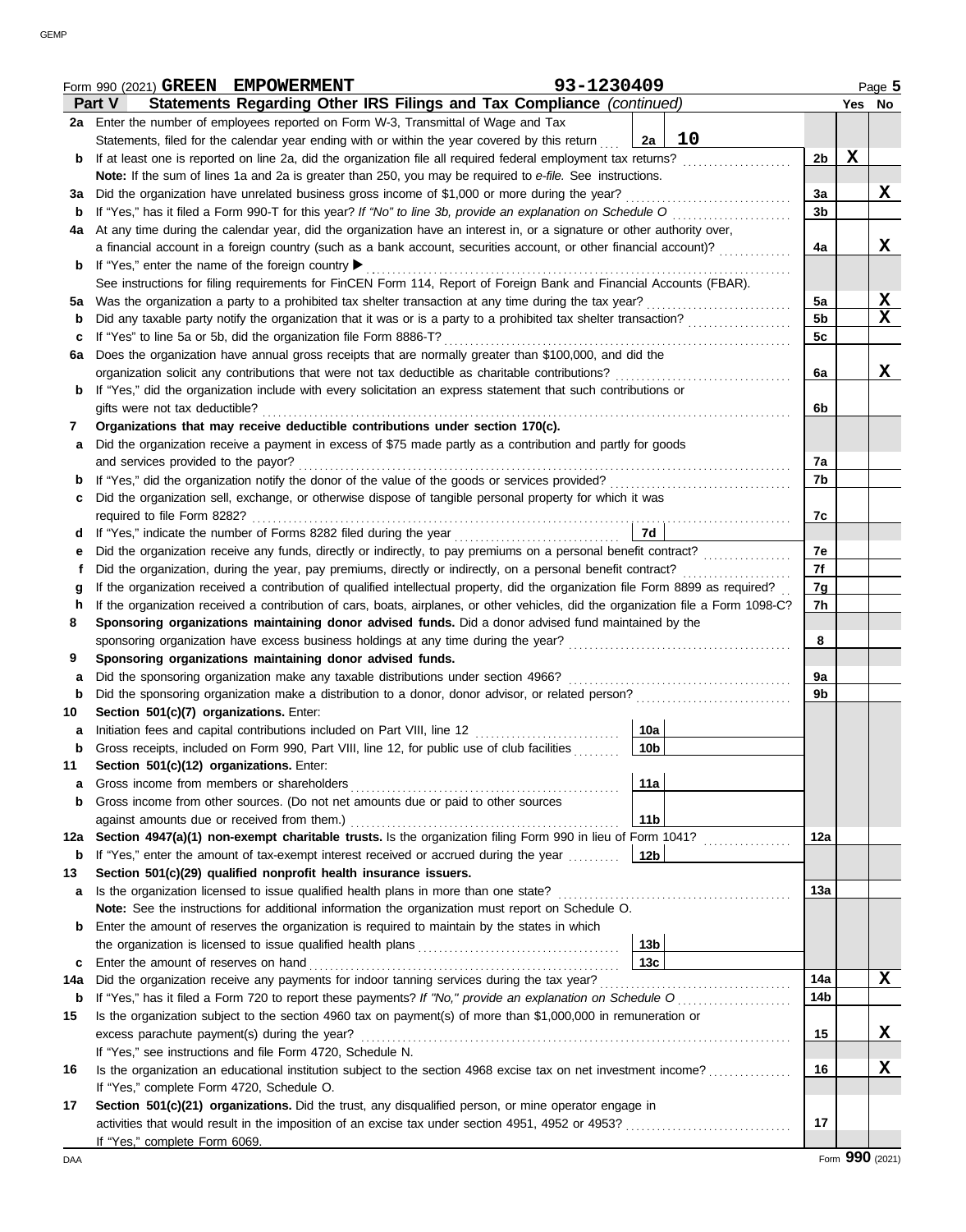Form 990 (2021) **GREEN EMPOWERMENT** 93-1230409 Page **5**

## Part V Statements Regarding Other IRS Filings and Tax Compliance *(continued)*

| | | | | | Yes | No |
|---|---|---|---|---|---|---|
| **2a** | Enter the number of employees reported on Form W-3, Transmittal of Wage and Tax Statements, filed for the calendar year ending with or within the year covered by this return | 2a | 10 | | | |
| **b** | If at least one is reported on line 2a, did the organization file all required federal employment tax returns? | | | 2b | X | |
| | **Note:** If the sum of lines 1a and 2a is greater than 250, you may be required to *e-file.* See instructions. | | | | | |
| **3a** | Did the organization have unrelated business gross income of $1,000 or more during the year? | | | 3a | | X |
| **b** | If "Yes," has it filed a Form 990-T for this year? *If "No" to line 3b, provide an explanation on Schedule O* | | | 3b | | |
| **4a** | At any time during the calendar year, did the organization have an interest in, or a signature or other authority over, a financial account in a foreign country (such as a bank account, securities account, or other financial account)? | | | 4a | | X |
| **b** | If "Yes," enter the name of the foreign country ▶ | | | | | |
| | See instructions for filing requirements for FinCEN Form 114, Report of Foreign Bank and Financial Accounts (FBAR). | | | | | |
| **5a** | Was the organization a party to a prohibited tax shelter transaction at any time during the tax year? | | | 5a | | X |
| **b** | Did any taxable party notify the organization that it was or is a party to a prohibited tax shelter transaction? | | | 5b | | X |
| **c** | If "Yes" to line 5a or 5b, did the organization file Form 8886-T? | | | 5c | | |
| **6a** | Does the organization have annual gross receipts that are normally greater than $100,000, and did the organization solicit any contributions that were not tax deductible as charitable contributions? | | | 6a | | X |
| **b** | If "Yes," did the organization include with every solicitation an express statement that such contributions or gifts were not tax deductible? | | | 6b | | |
| **7** | **Organizations that may receive deductible contributions under section 170(c).** | | | | | |
| **a** | Did the organization receive a payment in excess of $75 made partly as a contribution and partly for goods and services provided to the payor? | | | 7a | | |
| **b** | If "Yes," did the organization notify the donor of the value of the goods or services provided? | | | 7b | | |
| **c** | Did the organization sell, exchange, or otherwise dispose of tangible personal property for which it was required to file Form 8282? | | | 7c | | |
| **d** | If "Yes," indicate the number of Forms 8282 filed during the year | 7d | | | | |
| **e** | Did the organization receive any funds, directly or indirectly, to pay premiums on a personal benefit contract? | | | 7e | | |
| **f** | Did the organization, during the year, pay premiums, directly or indirectly, on a personal benefit contract? | | | 7f | | |
| **g** | If the organization received a contribution of qualified intellectual property, did the organization file Form 8899 as required? | | | 7g | | |
| **h** | If the organization received a contribution of cars, boats, airplanes, or other vehicles, did the organization file a Form 1098-C? | | | 7h | | |
| **8** | **Sponsoring organizations maintaining donor advised funds.** Did a donor advised fund maintained by the sponsoring organization have excess business holdings at any time during the year? | | | 8 | | |
| **9** | **Sponsoring organizations maintaining donor advised funds.** | | | | | |
| **a** | Did the sponsoring organization make any taxable distributions under section 4966? | | | 9a | | |
| **b** | Did the sponsoring organization make a distribution to a donor, donor advisor, or related person? | | | 9b | | |
| **10** | **Section 501(c)(7) organizations.** Enter: | | | | | |
| **a** | Initiation fees and capital contributions included on Part VIII, line 12 | 10a | | | | |
| **b** | Gross receipts, included on Form 990, Part VIII, line 12, for public use of club facilities | 10b | | | | |
| **11** | **Section 501(c)(12) organizations.** Enter: | | | | | |
| **a** | Gross income from members or shareholders | 11a | | | | |
| **b** | Gross income from other sources. (Do not net amounts due or paid to other sources against amounts due or received from them.) | 11b | | | | |
| **12a** | **Section 4947(a)(1) non-exempt charitable trusts.** Is the organization filing Form 990 in lieu of Form 1041? | | | 12a | | |
| **b** | If "Yes," enter the amount of tax-exempt interest received or accrued during the year | 12b | | | | |
| **13** | **Section 501(c)(29) qualified nonprofit health insurance issuers.** | | | | | |
| **a** | Is the organization licensed to issue qualified health plans in more than one state? | | | 13a | | |
| | **Note:** See the instructions for additional information the organization must report on Schedule O. | | | | | |
| **b** | Enter the amount of reserves the organization is required to maintain by the states in which the organization is licensed to issue qualified health plans | 13b | | | | |
| **c** | Enter the amount of reserves on hand | 13c | | | | |
| **14a** | Did the organization receive any payments for indoor tanning services during the tax year? | | | 14a | | X |
| **b** | If "Yes," has it filed a Form 720 to report these payments? *If "No," provide an explanation on Schedule O* | | | 14b | | |
| **15** | Is the organization subject to the section 4960 tax on payment(s) of more than $1,000,000 in remuneration or excess parachute payment(s) during the year? | | | 15 | | X |
| | If "Yes," see instructions and file Form 4720, Schedule N. | | | | | |
| **16** | Is the organization an educational institution subject to the section 4968 excise tax on net investment income? | | | 16 | | X |
| | If "Yes," complete Form 4720, Schedule O. | | | | | |
| **17** | **Section 501(c)(21) organizations.** Did the trust, any disqualified person, or mine operator engage in activities that would result in the imposition of an excise tax under section 4951, 4952 or 4953? | | | 17 | | |
| | If "Yes," complete Form 6069. | | | | | |

Form **990** (2021)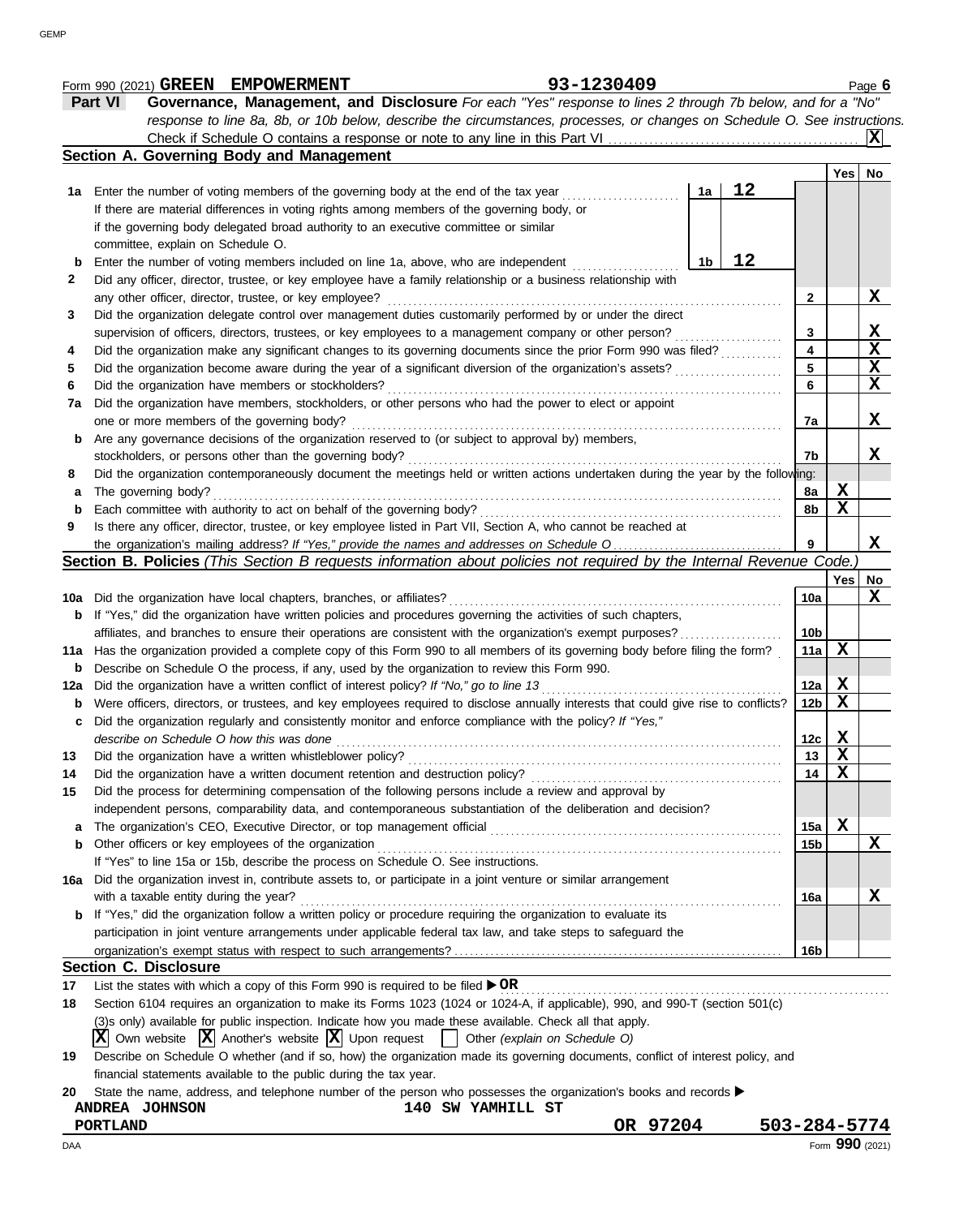Form 990 (2021) **GREEN EMPOWERMENT** **93-1230409** Page **6**

**Part VI** **Governance, Management, and Disclosure** *For each "Yes" response to lines 2 through 7b below, and for a "No" response to line 8a, 8b, or 10b below, describe the circumstances, processes, or changes on Schedule O. See instructions.*

Check if Schedule O contains a response or note to any line in this Part VI .......... **X**

## Section A. Governing Body and Management

| | | | | Yes | No |
|---|---|---|---|---|---|
| **1a** | Enter the number of voting members of the governing body at the end of the tax year. If there are material differences in voting rights among members of the governing body, or if the governing body delegated broad authority to an executive committee or similar committee, explain on Schedule O. | 1a: **12** | | | |
| **b** | Enter the number of voting members included on line 1a, above, who are independent | 1b: **12** | | | |
| **2** | Did any officer, director, trustee, or key employee have a family relationship or a business relationship with any other officer, director, trustee, or key employee? | | 2 | | X |
| **3** | Did the organization delegate control over management duties customarily performed by or under the direct supervision of officers, directors, trustees, or key employees to a management company or other person? | | 3 | | X |
| **4** | Did the organization make any significant changes to its governing documents since the prior Form 990 was filed? | | 4 | | X |
| **5** | Did the organization become aware during the year of a significant diversion of the organization's assets? | | 5 | | X |
| **6** | Did the organization have members or stockholders? | | 6 | | X |
| **7a** | Did the organization have members, stockholders, or other persons who had the power to elect or appoint one or more members of the governing body? | | 7a | | X |
| **b** | Are any governance decisions of the organization reserved to (or subject to approval by) members, stockholders, or persons other than the governing body? | | 7b | | X |
| **8** | Did the organization contemporaneously document the meetings held or written actions undertaken during the year by the following: | | | | |
| **a** | The governing body? | | 8a | X | |
| **b** | Each committee with authority to act on behalf of the governing body? | | 8b | X | |
| **9** | Is there any officer, director, trustee, or key employee listed in Part VII, Section A, who cannot be reached at the organization's mailing address? *If "Yes," provide the names and addresses on Schedule O* | | 9 | | X |

## Section B. Policies *(This Section B requests information about policies not required by the Internal Revenue Code.)*

| | | | Yes | No |
|---|---|---|---|---|
| **10a** | Did the organization have local chapters, branches, or affiliates? | 10a | | X |
| **b** | If "Yes," did the organization have written policies and procedures governing the activities of such chapters, affiliates, and branches to ensure their operations are consistent with the organization's exempt purposes? | 10b | | |
| **11a** | Has the organization provided a complete copy of this Form 990 to all members of its governing body before filing the form? | 11a | X | |
| **b** | Describe on Schedule O the process, if any, used by the organization to review this Form 990. | | | |
| **12a** | Did the organization have a written conflict of interest policy? *If "No," go to line 13* | 12a | X | |
| **b** | Were officers, directors, or trustees, and key employees required to disclose annually interests that could give rise to conflicts? | 12b | X | |
| **c** | Did the organization regularly and consistently monitor and enforce compliance with the policy? *If "Yes," describe on Schedule O how this was done* | 12c | X | |
| **13** | Did the organization have a written whistleblower policy? | 13 | X | |
| **14** | Did the organization have a written document retention and destruction policy? | 14 | X | |
| **15** | Did the process for determining compensation of the following persons include a review and approval by independent persons, comparability data, and contemporaneous substantiation of the deliberation and decision? | | | |
| **a** | The organization's CEO, Executive Director, or top management official | 15a | X | |
| **b** | Other officers or key employees of the organization | 15b | | X |
| | If "Yes" to line 15a or 15b, describe the process on Schedule O. See instructions. | | | |
| **16a** | Did the organization invest in, contribute assets to, or participate in a joint venture or similar arrangement with a taxable entity during the year? | 16a | | X |
| **b** | If "Yes," did the organization follow a written policy or procedure requiring the organization to evaluate its participation in joint venture arrangements under applicable federal tax law, and take steps to safeguard the organization's exempt status with respect to such arrangements? | 16b | | |

## Section C. Disclosure

**17** List the states with which a copy of this Form 990 is required to be filed ▶ **OR**

**18** Section 6104 requires an organization to make its Forms 1023 (1024 or 1024-A, if applicable), 990, and 990-T (section 501(c)(3)s only) available for public inspection. Indicate how you made these available. Check all that apply.

[X] Own website [X] Another's website [X] Upon request [ ] Other *(explain on Schedule O)*

**19** Describe on Schedule O whether (and if so, how) the organization made its governing documents, conflict of interest policy, and financial statements available to the public during the tax year.

**20** State the name, address, and telephone number of the person who possesses the organization's books and records ▶

**ANDREA JOHNSON** **140 SW YAMHILL ST**
**PORTLAND** **OR 97204** **503-284-5774**

Form **990** (2021)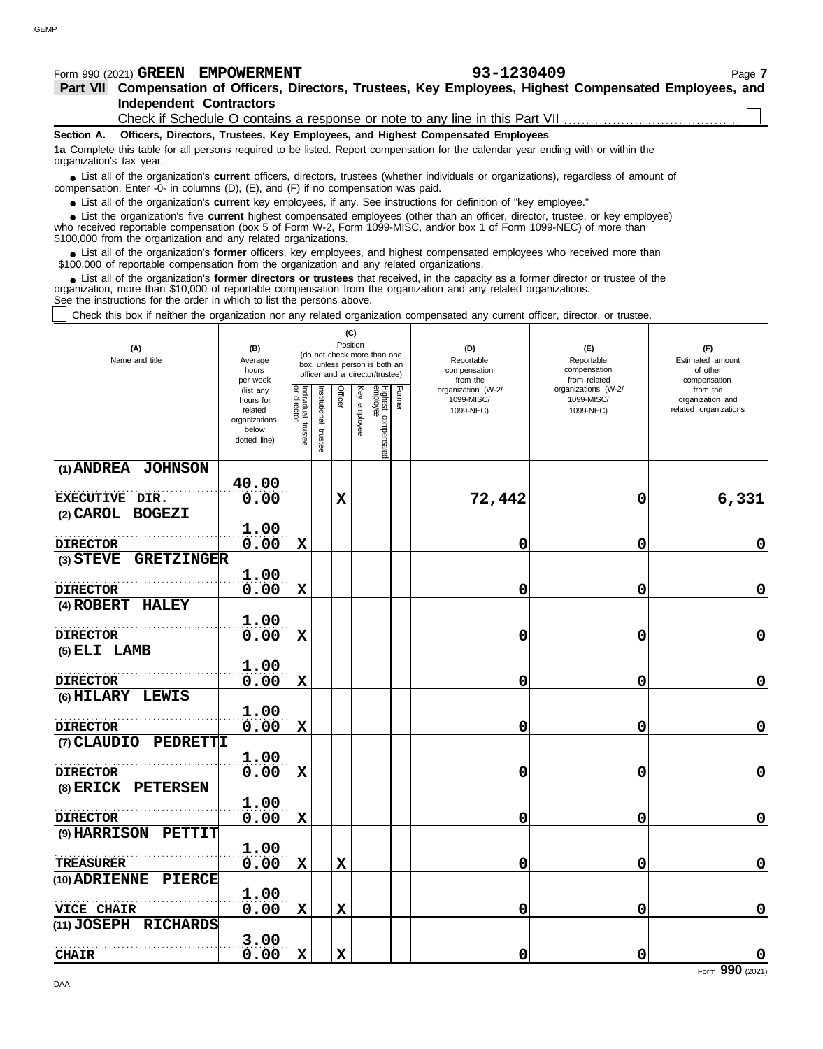Form 990 (2021) **GREEN EMPOWERMENT** **93-1230409** Page **7**

## Part VII Compensation of Officers, Directors, Trustees, Key Employees, Highest Compensated Employees, and Independent Contractors

Check if Schedule O contains a response or note to any line in this Part VII ☐

### Section A. Officers, Directors, Trustees, Key Employees, and Highest Compensated Employees

**1a** Complete this table for all persons required to be listed. Report compensation for the calendar year ending with or within the organization's tax year.

- List all of the organization's **current** officers, directors, trustees (whether individuals or organizations), regardless of amount of compensation. Enter -0- in columns (D), (E), and (F) if no compensation was paid.
- List all of the organization's **current** key employees, if any. See instructions for definition of "key employee."
- List the organization's five **current** highest compensated employees (other than an officer, director, trustee, or key employee) who received reportable compensation (box 5 of Form W-2, Form 1099-MISC, and/or box 1 of Form 1099-NEC) of more than $100,000 from the organization and any related organizations.
- List all of the organization's **former** officers, key employees, and highest compensated employees who received more than $100,000 of reportable compensation from the organization and any related organizations.
- List all of the organization's **former directors or trustees** that received, in the capacity as a former director or trustee of the organization, more than $10,000 of reportable compensation from the organization and any related organizations.

See the instructions for the order in which to list the persons above.

☐ Check this box if neither the organization nor any related organization compensated any current officer, director, or trustee.

| (A) Name and title | (B) Average hours per week (list any hours for related organizations below dotted line) | (C) Position: Individual trustee or director | Institutional trustee | Officer | Key employee | Highest compensated employee | Former | (D) Reportable compensation from the organization (W-2/ 1099-MISC/ 1099-NEC) | (E) Reportable compensation from related organizations (W-2/ 1099-MISC/ 1099-NEC) | (F) Estimated amount of other compensation from the organization and related organizations |
|---|---|---|---|---|---|---|---|---|---|---|
| (1) ANDREA JOHNSON<br>EXECUTIVE DIR. | 40.00<br>0.00 | | | X | | | | 72,442 | 0 | 6,331 |
| (2) CAROL BOGEZI<br>DIRECTOR | 1.00<br>0.00 | X | | | | | | 0 | 0 | 0 |
| (3) STEVE GRETZINGER<br>DIRECTOR | 1.00<br>0.00 | X | | | | | | 0 | 0 | 0 |
| (4) ROBERT HALEY<br>DIRECTOR | 1.00<br>0.00 | X | | | | | | 0 | 0 | 0 |
| (5) ELI LAMB<br>DIRECTOR | 1.00<br>0.00 | X | | | | | | 0 | 0 | 0 |
| (6) HILARY LEWIS<br>DIRECTOR | 1.00<br>0.00 | X | | | | | | 0 | 0 | 0 |
| (7) CLAUDIO PEDRETTI<br>DIRECTOR | 1.00<br>0.00 | X | | | | | | 0 | 0 | 0 |
| (8) ERICK PETERSEN<br>DIRECTOR | 1.00<br>0.00 | X | | | | | | 0 | 0 | 0 |
| (9) HARRISON PETTIT<br>TREASURER | 1.00<br>0.00 | X | | X | | | | 0 | 0 | 0 |
| (10) ADRIENNE PIERCE<br>VICE CHAIR | 1.00<br>0.00 | X | | X | | | | 0 | 0 | 0 |
| (11) JOSEPH RICHARDS<br>CHAIR | 3.00<br>0.00 | X | | X | | | | 0 | 0 | 0 |

Form **990** (2021)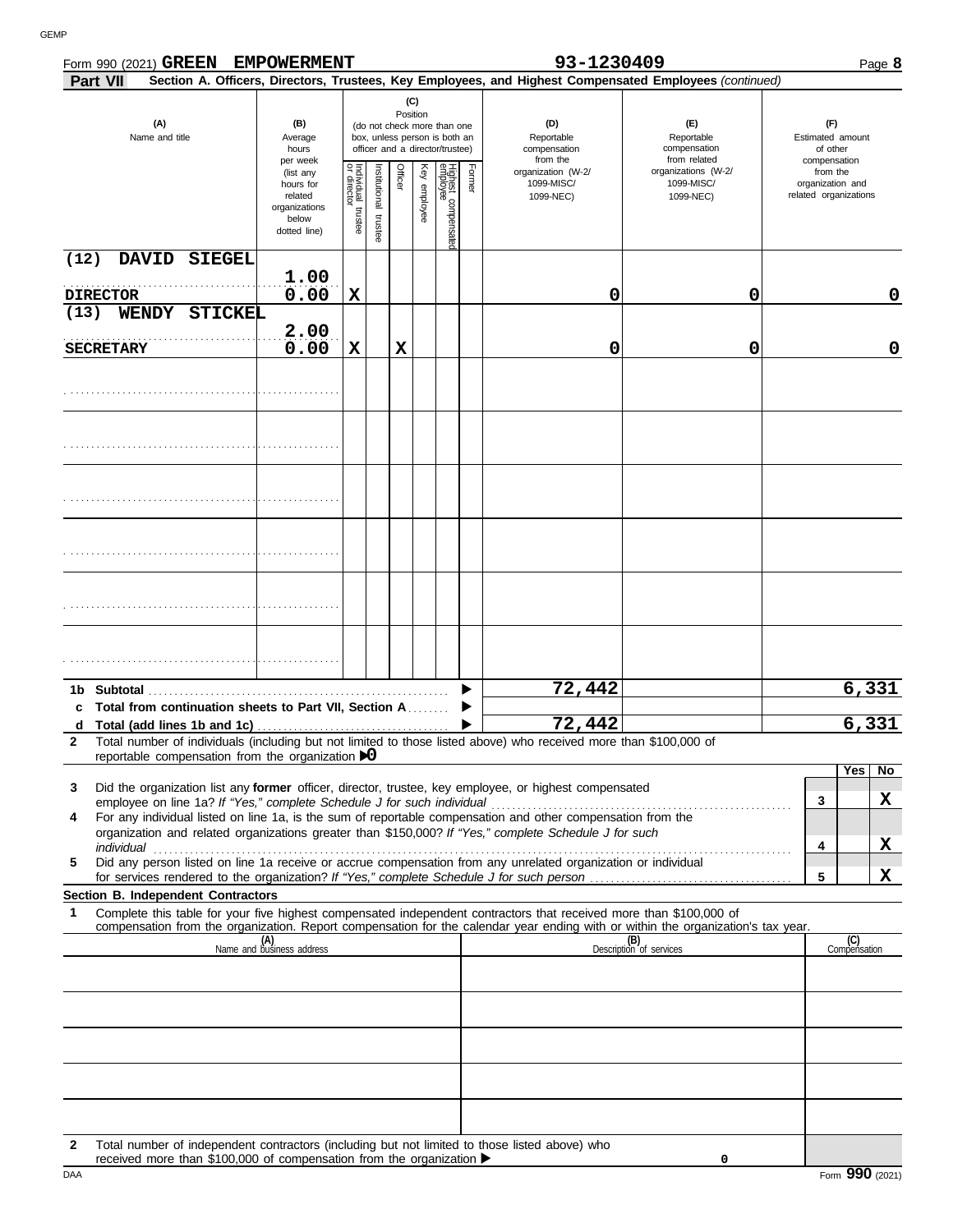Form 990 (2021) **GREEN EMPOWERMENT** **93-1230409** Page **8**

**Part VII** **Section A. Officers, Directors, Trustees, Key Employees, and Highest Compensated Employees** *(continued)*

| (A) Name and title | (B) Average hours per week (list any hours for related organizations below dotted line) | (C) Position: Individual trustee or director | Institutional trustee | Officer | Key employee | Highest compensated employee | Former | (D) Reportable compensation from the organization (W-2/ 1099-MISC/ 1099-NEC) | (E) Reportable compensation from related organizations (W-2/ 1099-MISC/ 1099-NEC) | (F) Estimated amount of other compensation from the organization and related organizations |
|---|---|---|---|---|---|---|---|---|---|---|
| (12) DAVID SIEGEL<br>DIRECTOR | 1.00<br>0.00 | X | | | | | | 0 | 0 | 0 |
| (13) WENDY STICKEL<br>SECRETARY | 2.00<br>0.00 | X | | X | | | | 0 | 0 | 0 |
| | | | | | | | | | | |
| | | | | | | | | | | |
| | | | | | | | | | | |
| | | | | | | | | | | |
| | | | | | | | | | | |
| | | | | | | | | | | |

| | | (D) | (E) | (F) |
|---|---|---|---|---|
| **1b** | **Subtotal** | 72,442 | | 6,331 |
| **c** | **Total from continuation sheets to Part VII, Section A** | | | |
| **d** | **Total (add lines 1b and 1c)** | 72,442 | | 6,331 |

**2** Total number of individuals (including but not limited to those listed above) who received more than $100,000 of reportable compensation from the organization ▶ 0

| | | | Yes | No |
|---|---|---|---|---|
| **3** | Did the organization list any **former** officer, director, trustee, key employee, or highest compensated employee on line 1a? *If "Yes," complete Schedule J for such individual* | 3 | | X |
| **4** | For any individual listed on line 1a, is the sum of reportable compensation and other compensation from the organization and related organizations greater than $150,000? *If "Yes," complete Schedule J for such individual* | 4 | | X |
| **5** | Did any person listed on line 1a receive or accrue compensation from any unrelated organization or individual for services rendered to the organization? *If "Yes," complete Schedule J for such person* | 5 | | X |

**Section B. Independent Contractors**

**1** Complete this table for your five highest compensated independent contractors that received more than $100,000 of compensation from the organization. Report compensation for the calendar year ending with or within the organization's tax year.

| (A) Name and business address | (B) Description of services | (C) Compensation |
|---|---|---|
| | | |
| | | |
| | | |
| | | |
| | | |

**2** Total number of independent contractors (including but not limited to those listed above) who received more than $100,000 of compensation from the organization ▶ 0

DAA Form **990** (2021)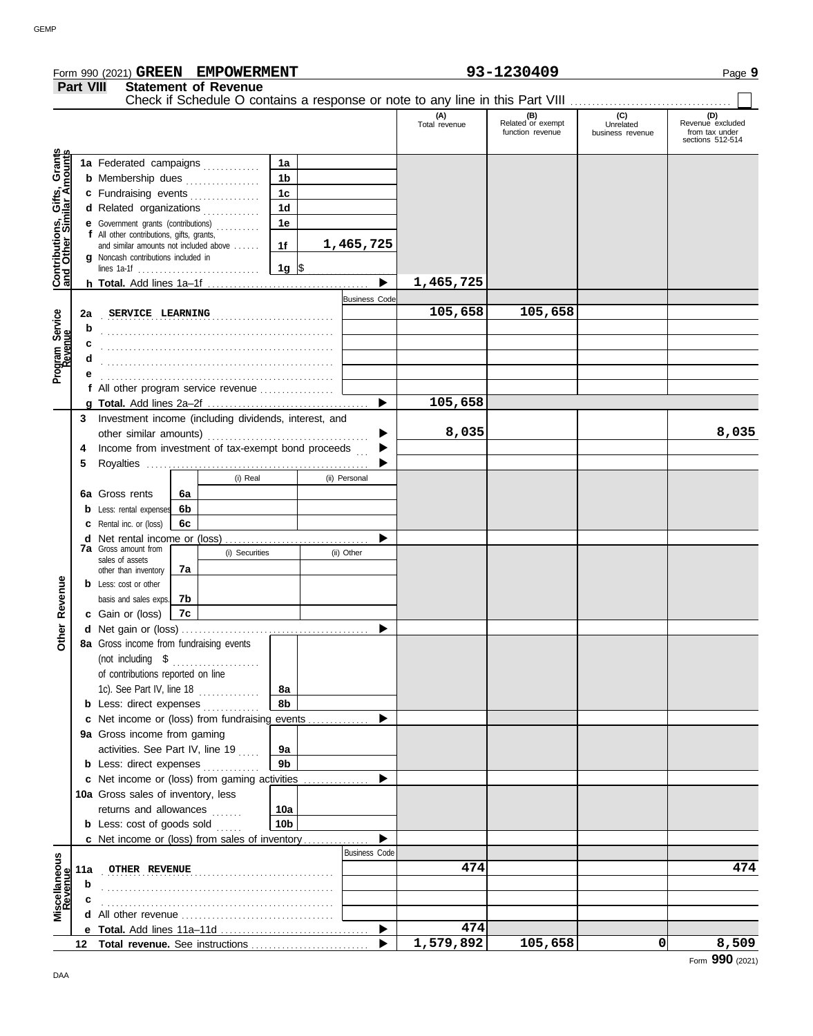Form 990 (2021) **GREEN EMPOWERMENT** **93-1230409** Page **9**

## Part VIII Statement of Revenue

Check if Schedule O contains a response or note to any line in this Part VIII ☐

| | | | | (A) Total revenue | (B) Related or exempt function revenue | (C) Unrelated business revenue | (D) Revenue excluded from tax under sections 512-514 |
|---|---|---|---|---|---|---|---|
| **Contributions, Gifts, Grants and Other Similar Amounts** | 1a Federated campaigns | 1a | | | | | |
| | b Membership dues | 1b | | | | | |
| | c Fundraising events | 1c | | | | | |
| | d Related organizations | 1d | | | | | |
| | e Government grants (contributions) | 1e | | | | | |
| | f All other contributions, gifts, grants, and similar amounts not included above | 1f | 1,465,725 | | | | |
| | g Noncash contributions included in lines 1a-1f | 1g | $ | | | | |
| | h **Total.** Add lines 1a–1f | | ▶ | 1,465,725 | | | |
| **Program Service Revenue** | | | Business Code | | | | |
| | 2a SERVICE LEARNING | | | 105,658 | 105,658 | | |
| | b | | | | | | |
| | c | | | | | | |
| | d | | | | | | |
| | e | | | | | | |
| | f All other program service revenue | | | | | | |
| | g **Total.** Add lines 2a–2f | | ▶ | 105,658 | | | |
| **Other Revenue** | 3 Investment income (including dividends, interest, and other similar amounts) | | ▶ | 8,035 | | | 8,035 |
| | 4 Income from investment of tax-exempt bond proceeds | | ▶ | | | | |
| | 5 Royalties | | ▶ | | | | |
| | | (i) Real | (ii) Personal | | | | |
| | 6a Gross rents (6a) | | | | | | |
| | b Less: rental expenses (6b) | | | | | | |
| | c Rental inc. or (loss) (6c) | | | | | | |
| | d Net rental income or (loss) | | ▶ | | | | |
| | | (i) Securities | (ii) Other | | | | |
| | 7a Gross amount from sales of assets other than inventory (7a) | | | | | | |
| | b Less: cost or other basis and sales exps. (7b) | | | | | | |
| | c Gain or (loss) (7c) | | | | | | |
| | d Net gain or (loss) | | ▶ | | | | |
| | 8a Gross income from fundraising events (not including $ of contributions reported on line 1c). See Part IV, line 18 | 8a | | | | | |
| | b Less: direct expenses | 8b | | | | | |
| | c Net income or (loss) from fundraising events | | ▶ | | | | |
| | 9a Gross income from gaming activities. See Part IV, line 19 | 9a | | | | | |
| | b Less: direct expenses | 9b | | | | | |
| | c Net income or (loss) from gaming activities | | ▶ | | | | |
| | 10a Gross sales of inventory, less returns and allowances | 10a | | | | | |
| | b Less: cost of goods sold | 10b | | | | | |
| | c Net income or (loss) from sales of inventory | | ▶ | | | | |
| **Miscellaneous Revenue** | | | Business Code | | | | |
| | 11a OTHER REVENUE | | | 474 | | | 474 |
| | b | | | | | | |
| | c | | | | | | |
| | d All other revenue | | | | | | |
| | e **Total.** Add lines 11a–11d | | ▶ | 474 | | | |
| | 12 **Total revenue.** See instructions | | ▶ | 1,579,892 | 105,658 | 0 | 8,509 |

Form **990** (2021)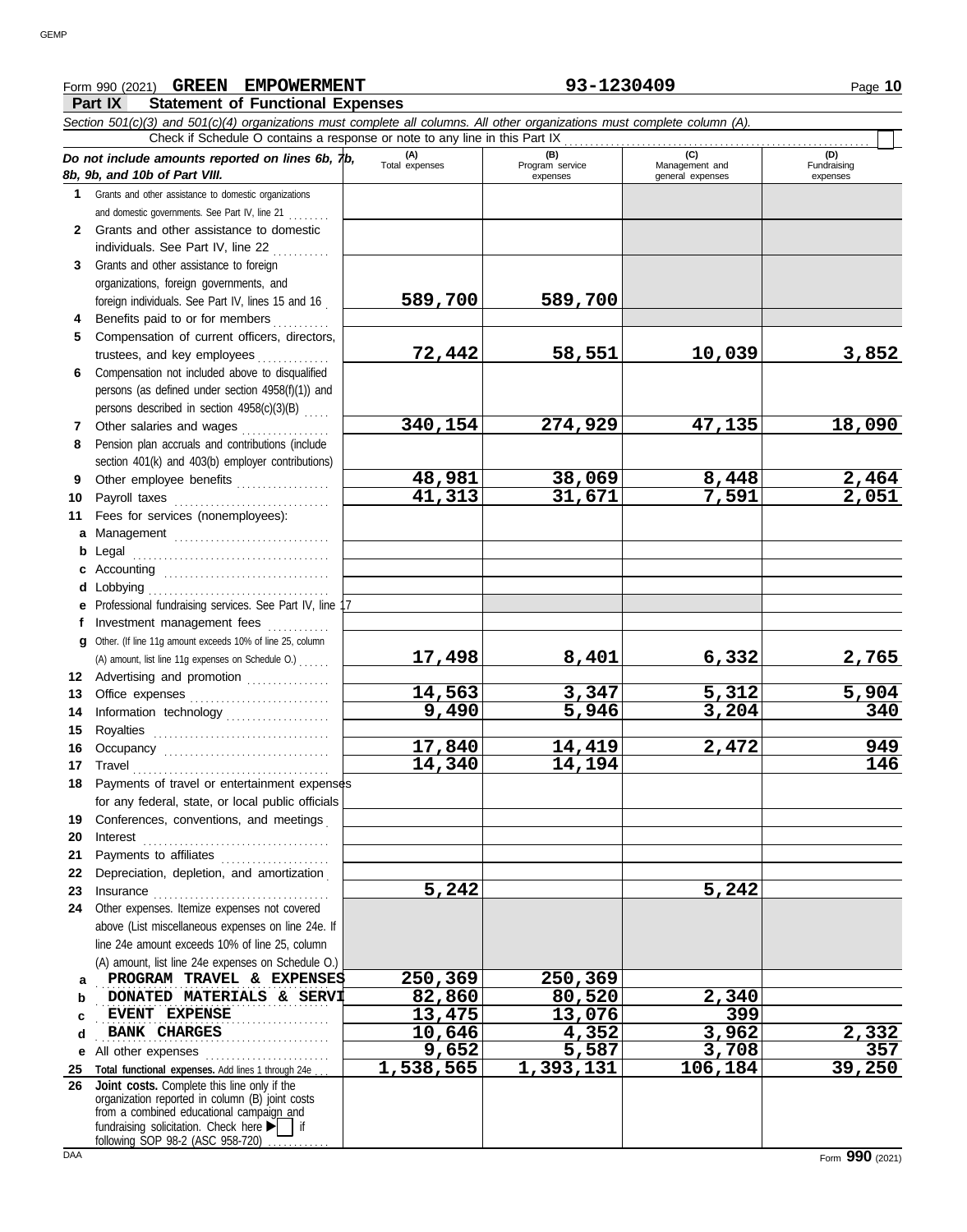Form 990 (2021) **GREEN EMPOWERMENT** **93-1230409** Page **10**

## Part IX Statement of Functional Expenses

*Section 501(c)(3) and 501(c)(4) organizations must complete all columns. All other organizations must complete column (A).*

Check if Schedule O contains a response or note to any line in this Part IX ☐

| *Do not include amounts reported on lines 6b, 7b, 8b, 9b, and 10b of Part VIII.* | (A) Total expenses | (B) Program service expenses | (C) Management and general expenses | (D) Fundraising expenses |
|---|---|---|---|---|
| **1** Grants and other assistance to domestic organizations and domestic governments. See Part IV, line 21 | | | | |
| **2** Grants and other assistance to domestic individuals. See Part IV, line 22 | | | | |
| **3** Grants and other assistance to foreign organizations, foreign governments, and foreign individuals. See Part IV, lines 15 and 16 | 589,700 | 589,700 | | |
| **4** Benefits paid to or for members | | | | |
| **5** Compensation of current officers, directors, trustees, and key employees | 72,442 | 58,551 | 10,039 | 3,852 |
| **6** Compensation not included above to disqualified persons (as defined under section 4958(f)(1)) and persons described in section 4958(c)(3)(B) | | | | |
| **7** Other salaries and wages | 340,154 | 274,929 | 47,135 | 18,090 |
| **8** Pension plan accruals and contributions (include section 401(k) and 403(b) employer contributions) | | | | |
| **9** Other employee benefits | 48,981 | 38,069 | 8,448 | 2,464 |
| **10** Payroll taxes | 41,313 | 31,671 | 7,591 | 2,051 |
| **11** Fees for services (nonemployees): | | | | |
| **a** Management | | | | |
| **b** Legal | | | | |
| **c** Accounting | | | | |
| **d** Lobbying | | | | |
| **e** Professional fundraising services. See Part IV, line 17 | | | | |
| **f** Investment management fees | | | | |
| **g** Other. (If line 11g amount exceeds 10% of line 25, column (A) amount, list line 11g expenses on Schedule O.) | 17,498 | 8,401 | 6,332 | 2,765 |
| **12** Advertising and promotion | | | | |
| **13** Office expenses | 14,563 | 3,347 | 5,312 | 5,904 |
| **14** Information technology | 9,490 | 5,946 | 3,204 | 340 |
| **15** Royalties | | | | |
| **16** Occupancy | 17,840 | 14,419 | 2,472 | 949 |
| **17** Travel | 14,340 | 14,194 | | 146 |
| **18** Payments of travel or entertainment expenses for any federal, state, or local public officials | | | | |
| **19** Conferences, conventions, and meetings | | | | |
| **20** Interest | | | | |
| **21** Payments to affiliates | | | | |
| **22** Depreciation, depletion, and amortization | | | | |
| **23** Insurance | 5,242 | | 5,242 | |
| **24** Other expenses. Itemize expenses not covered above (List miscellaneous expenses on line 24e. If line 24e amount exceeds 10% of line 25, column (A) amount, list line 24e expenses on Schedule O.) | | | | |
| **a** PROGRAM TRAVEL & EXPENSES | 250,369 | 250,369 | | |
| **b** DONATED MATERIALS & SERVI | 82,860 | 80,520 | 2,340 | |
| **c** EVENT EXPENSE | 13,475 | 13,076 | 399 | |
| **d** BANK CHARGES | 10,646 | 4,352 | 3,962 | 2,332 |
| **e** All other expenses | 9,652 | 5,587 | 3,708 | 357 |
| **25** **Total functional expenses.** Add lines 1 through 24e | 1,538,565 | 1,393,131 | 106,184 | 39,250 |
| **26** **Joint costs.** Complete this line only if the organization reported in column (B) joint costs from a combined educational campaign and fundraising solicitation. Check here ▶ ☐ if following SOP 98-2 (ASC 958-720) | | | | |

DAA Form **990** (2021)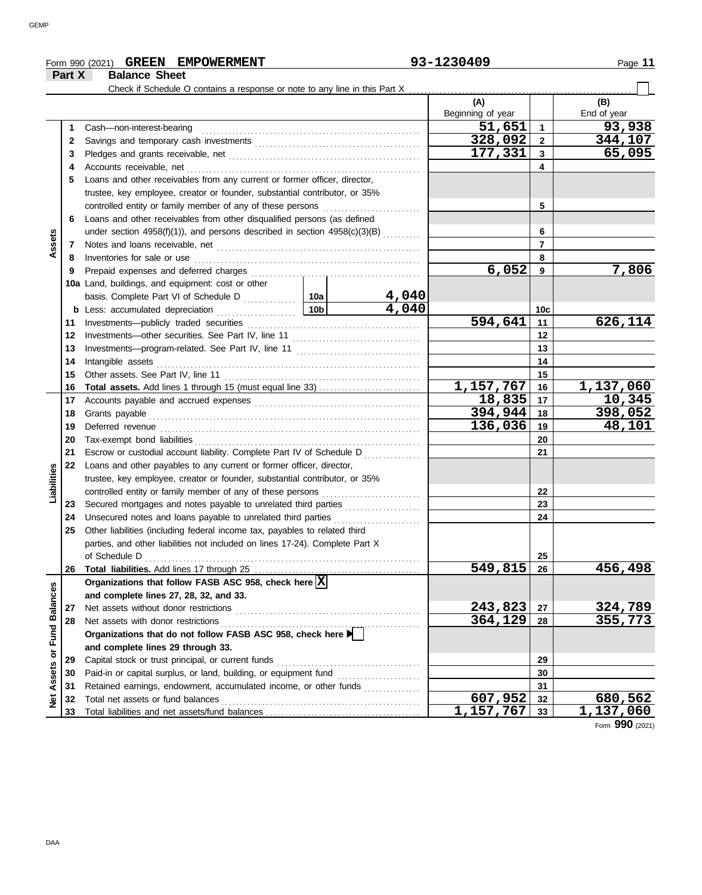Form 990 (2021) **GREEN EMPOWERMENT** 93-1230409

**Part X Balance Sheet**

Check if Schedule O contains a response or note to any line in this Part X ☐

| Section | Line | Description | | | (A) Beginning of year | Line | (B) End of year |
|---|---|---|---|---|---|---|---|
| Assets | 1 | Cash—non-interest-bearing | | | 51,651 | 1 | 93,938 |
| | 2 | Savings and temporary cash investments | | | 328,092 | 2 | 344,107 |
| | 3 | Pledges and grants receivable, net | | | 177,331 | 3 | 65,095 |
| | 4 | Accounts receivable, net | | | | 4 | |
| | 5 | Loans and other receivables from any current or former officer, director, trustee, key employee, creator or founder, substantial contributor, or 35% controlled entity or family member of any of these persons | | | | 5 | |
| | 6 | Loans and other receivables from other disqualified persons (as defined under section 4958(f)(1)), and persons described in section 4958(c)(3)(B) | | | | 6 | |
| | 7 | Notes and loans receivable, net | | | | 7 | |
| | 8 | Inventories for sale or use | | | | 8 | |
| | 9 | Prepaid expenses and deferred charges | | | 6,052 | 9 | 7,806 |
| | 10a | Land, buildings, and equipment: cost or other basis. Complete Part VI of Schedule D | 10a | 4,040 | | | |
| | b | Less: accumulated depreciation | 10b | 4,040 | | 10c | |
| | 11 | Investments—publicly traded securities | | | 594,641 | 11 | 626,114 |
| | 12 | Investments—other securities. See Part IV, line 11 | | | | 12 | |
| | 13 | Investments—program-related. See Part IV, line 11 | | | | 13 | |
| | 14 | Intangible assets | | | | 14 | |
| | 15 | Other assets. See Part IV, line 11 | | | | 15 | |
| | 16 | **Total assets.** Add lines 1 through 15 (must equal line 33) | | | 1,157,767 | 16 | 1,137,060 |
| Liabilities | 17 | Accounts payable and accrued expenses | | | 18,835 | 17 | 10,345 |
| | 18 | Grants payable | | | 394,944 | 18 | 398,052 |
| | 19 | Deferred revenue | | | 136,036 | 19 | 48,101 |
| | 20 | Tax-exempt bond liabilities | | | | 20 | |
| | 21 | Escrow or custodial account liability. Complete Part IV of Schedule D | | | | 21 | |
| | 22 | Loans and other payables to any current or former officer, director, trustee, key employee, creator or founder, substantial contributor, or 35% controlled entity or family member of any of these persons | | | | 22 | |
| | 23 | Secured mortgages and notes payable to unrelated third parties | | | | 23 | |
| | 24 | Unsecured notes and loans payable to unrelated third parties | | | | 24 | |
| | 25 | Other liabilities (including federal income tax, payables to related third parties, and other liabilities not included on lines 17-24). Complete Part X of Schedule D | | | | 25 | |
| | 26 | **Total liabilities.** Add lines 17 through 25 | | | 549,815 | 26 | 456,498 |
| Net Assets or Fund Balances | | **Organizations that follow FASB ASC 958, check here** ☒ **and complete lines 27, 28, 32, and 33.** | | | | | |
| | 27 | Net assets without donor restrictions | | | 243,823 | 27 | 324,789 |
| | 28 | Net assets with donor restrictions | | | 364,129 | 28 | 355,773 |
| | | **Organizations that do not follow FASB ASC 958, check here** ☐ **and complete lines 29 through 33.** | | | | | |
| | 29 | Capital stock or trust principal, or current funds | | | | 29 | |
| | 30 | Paid-in or capital surplus, or land, building, or equipment fund | | | | 30 | |
| | 31 | Retained earnings, endowment, accumulated income, or other funds | | | | 31 | |
| | 32 | Total net assets or fund balances | | | 607,952 | 32 | 680,562 |
| | 33 | Total liabilities and net assets/fund balances | | | 1,157,767 | 33 | 1,137,060 |

Form **990** (2021)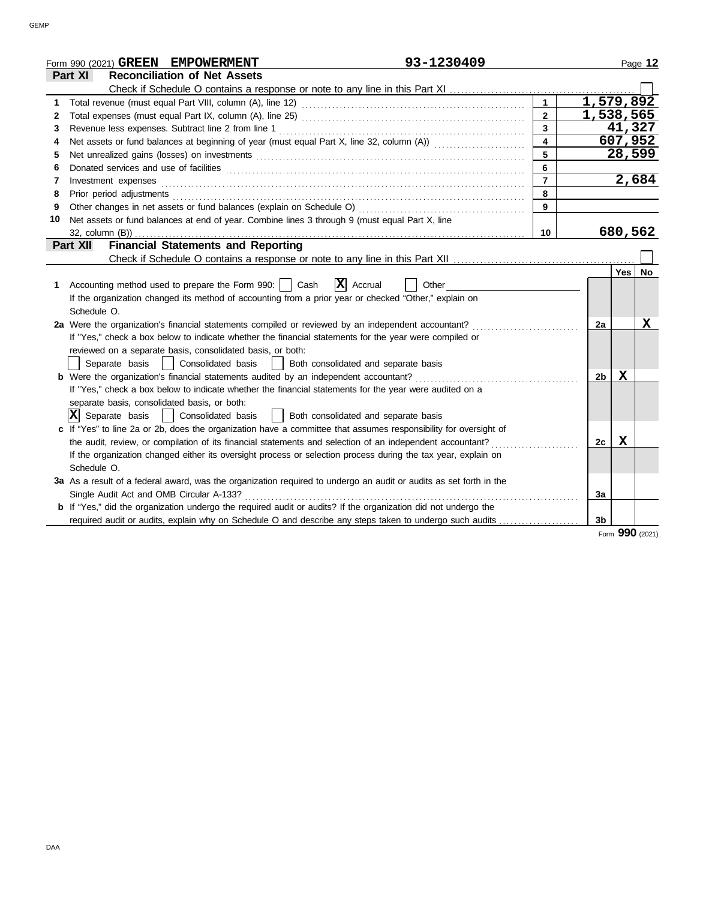Form 990 (2021) **GREEN EMPOWERMENT** 93-1230409 Page **12**

## Part XI Reconciliation of Net Assets

Check if Schedule O contains a response or note to any line in this Part XI ☐

| | | | |
|---|---|---|---|
| 1 | Total revenue (must equal Part VIII, column (A), line 12) | 1 | 1,579,892 |
| 2 | Total expenses (must equal Part IX, column (A), line 25) | 2 | 1,538,565 |
| 3 | Revenue less expenses. Subtract line 2 from line 1 | 3 | 41,327 |
| 4 | Net assets or fund balances at beginning of year (must equal Part X, line 32, column (A)) | 4 | 607,952 |
| 5 | Net unrealized gains (losses) on investments | 5 | 28,599 |
| 6 | Donated services and use of facilities | 6 | |
| 7 | Investment expenses | 7 | 2,684 |
| 8 | Prior period adjustments | 8 | |
| 9 | Other changes in net assets or fund balances (explain on Schedule O) | 9 | |
| 10 | Net assets or fund balances at end of year. Combine lines 3 through 9 (must equal Part X, line 32, column (B)) | 10 | 680,562 |

## Part XII Financial Statements and Reporting

Check if Schedule O contains a response or note to any line in this Part XII ☐

| | | | Yes | No |
|---|---|---|---|---|
| 1 | Accounting method used to prepare the Form 990: ☐ Cash ☒ Accrual ☐ Other<br>If the organization changed its method of accounting from a prior year or checked "Other," explain on Schedule O. | | | |
| 2a | Were the organization's financial statements compiled or reviewed by an independent accountant?<br>If "Yes," check a box below to indicate whether the financial statements for the year were compiled or reviewed on a separate basis, consolidated basis, or both:<br>☐ Separate basis ☐ Consolidated basis ☐ Both consolidated and separate basis | 2a | | X |
| b | Were the organization's financial statements audited by an independent accountant?<br>If "Yes," check a box below to indicate whether the financial statements for the year were audited on a separate basis, consolidated basis, or both:<br>☒ Separate basis ☐ Consolidated basis ☐ Both consolidated and separate basis | 2b | X | |
| c | If "Yes" to line 2a or 2b, does the organization have a committee that assumes responsibility for oversight of the audit, review, or compilation of its financial statements and selection of an independent accountant?<br>If the organization changed either its oversight process or selection process during the tax year, explain on Schedule O. | 2c | X | |
| 3a | As a result of a federal award, was the organization required to undergo an audit or audits as set forth in the Single Audit Act and OMB Circular A-133? | 3a | | |
| b | If "Yes," did the organization undergo the required audit or audits? If the organization did not undergo the required audit or audits, explain why on Schedule O and describe any steps taken to undergo such audits | 3b | | |

Form **990** (2021)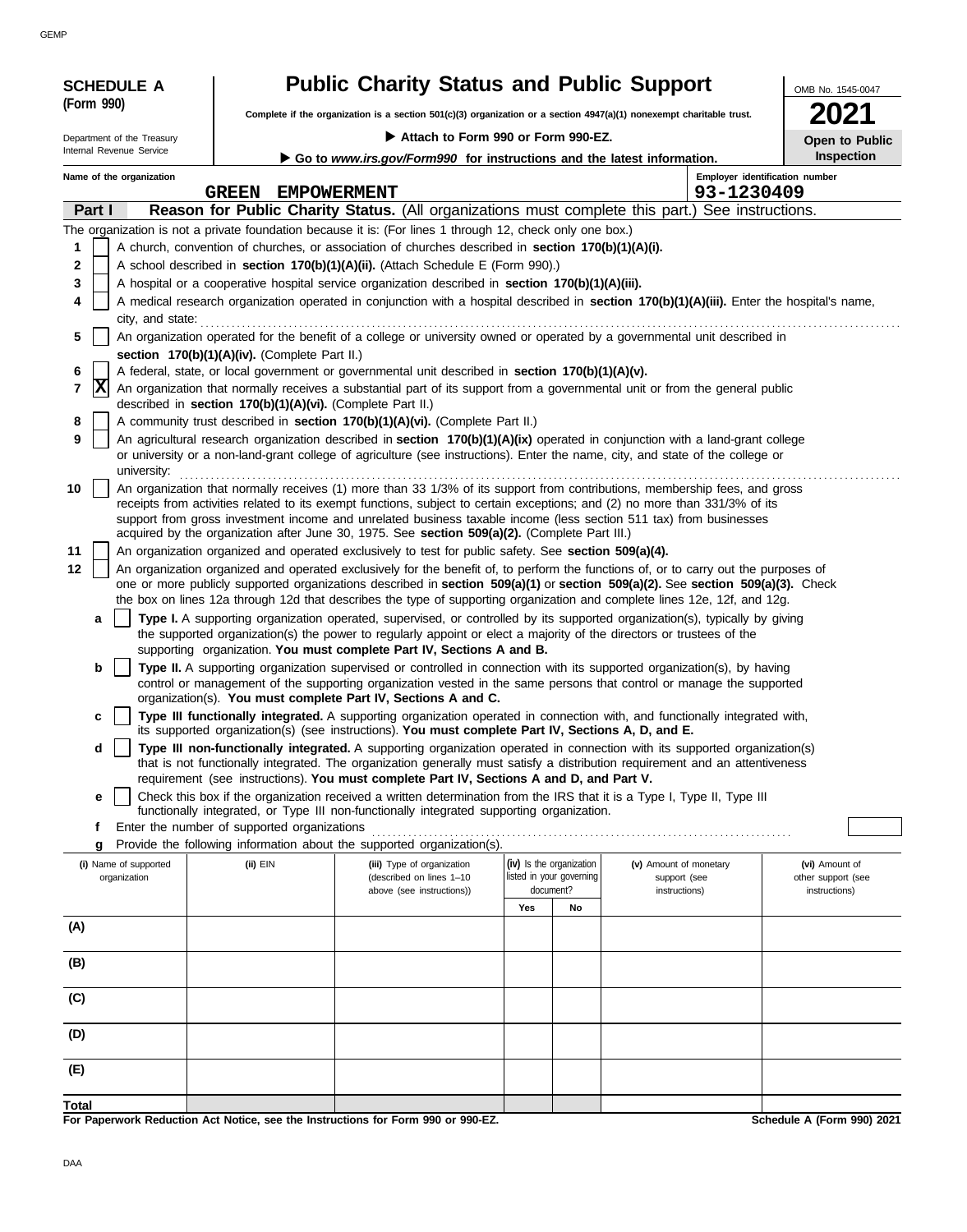**SCHEDULE A (Form 990)**

Department of the Treasury
Internal Revenue Service

# Public Charity Status and Public Support

**Complete if the organization is a section 501(c)(3) organization or a section 4947(a)(1) nonexempt charitable trust.**

▶ Attach to Form 990 or Form 990-EZ.

▶ Go to *www.irs.gov/Form990* for instructions and the latest information.

OMB No. 1545-0047

**2021**

**Open to Public Inspection**

Name of the organization: GREEN EMPOWERMENT

Employer identification number: 93-1230409

## Part I Reason for Public Charity Status. (All organizations must complete this part.) See instructions.

The organization is not a private foundation because it is: (For lines 1 through 12, check only one box.)

1 [ ] A church, convention of churches, or association of churches described in **section 170(b)(1)(A)(i).**

2 [ ] A school described in **section 170(b)(1)(A)(ii).** (Attach Schedule E (Form 990).)

3 [ ] A hospital or a cooperative hospital service organization described in **section 170(b)(1)(A)(iii).**

4 [ ] A medical research organization operated in conjunction with a hospital described in **section 170(b)(1)(A)(iii).** Enter the hospital's name, city, and state:

5 [ ] An organization operated for the benefit of a college or university owned or operated by a governmental unit described in **section 170(b)(1)(A)(iv).** (Complete Part II.)

6 [ ] A federal, state, or local government or governmental unit described in **section 170(b)(1)(A)(v).**

7 [X] An organization that normally receives a substantial part of its support from a governmental unit or from the general public described in **section 170(b)(1)(A)(vi).** (Complete Part II.)

8 [ ] A community trust described in **section 170(b)(1)(A)(vi).** (Complete Part II.)

9 [ ] An agricultural research organization described in **section 170(b)(1)(A)(ix)** operated in conjunction with a land-grant college or university or a non-land-grant college of agriculture (see instructions). Enter the name, city, and state of the college or university:

10 [ ] An organization that normally receives (1) more than 33 1/3% of its support from contributions, membership fees, and gross receipts from activities related to its exempt functions, subject to certain exceptions; and (2) no more than 331/3% of its support from gross investment income and unrelated business taxable income (less section 511 tax) from businesses acquired by the organization after June 30, 1975. See **section 509(a)(2).** (Complete Part III.)

11 [ ] An organization organized and operated exclusively to test for public safety. See **section 509(a)(4).**

12 [ ] An organization organized and operated exclusively for the benefit of, to perform the functions of, or to carry out the purposes of one or more publicly supported organizations described in **section 509(a)(1)** or **section 509(a)(2).** See **section 509(a)(3).** Check the box on lines 12a through 12d that describes the type of supporting organization and complete lines 12e, 12f, and 12g.

a [ ] **Type I.** A supporting organization operated, supervised, or controlled by its supported organization(s), typically by giving the supported organization(s) the power to regularly appoint or elect a majority of the directors or trustees of the supporting organization. **You must complete Part IV, Sections A and B.**

b [ ] **Type II.** A supporting organization supervised or controlled in connection with its supported organization(s), by having control or management of the supporting organization vested in the same persons that control or manage the supported organization(s). **You must complete Part IV, Sections A and C.**

c [ ] **Type III functionally integrated.** A supporting organization operated in connection with, and functionally integrated with, its supported organization(s) (see instructions). **You must complete Part IV, Sections A, D, and E.**

d [ ] **Type III non-functionally integrated.** A supporting organization operated in connection with its supported organization(s) that is not functionally integrated. The organization generally must satisfy a distribution requirement and an attentiveness requirement (see instructions). **You must complete Part IV, Sections A and D, and Part V.**

e [ ] Check this box if the organization received a written determination from the IRS that it is a Type I, Type II, Type III functionally integrated, or Type III non-functionally integrated supporting organization.

f Enter the number of supported organizations

g Provide the following information about the supported organization(s).

| (i) Name of supported organization | (ii) EIN | (iii) Type of organization (described on lines 1–10 above (see instructions)) | (iv) Is the organization listed in your governing document? | | (v) Amount of monetary support (see instructions) | (vi) Amount of other support (see instructions) |
|---|---|---|---|---|---|---|
| | | | Yes | No | | |
| (A) | | | | | | |
| (B) | | | | | | |
| (C) | | | | | | |
| (D) | | | | | | |
| (E) | | | | | | |
| **Total** | | | | | | |

**For Paperwork Reduction Act Notice, see the Instructions for Form 990 or 990-EZ.**

**Schedule A (Form 990) 2021**

DAA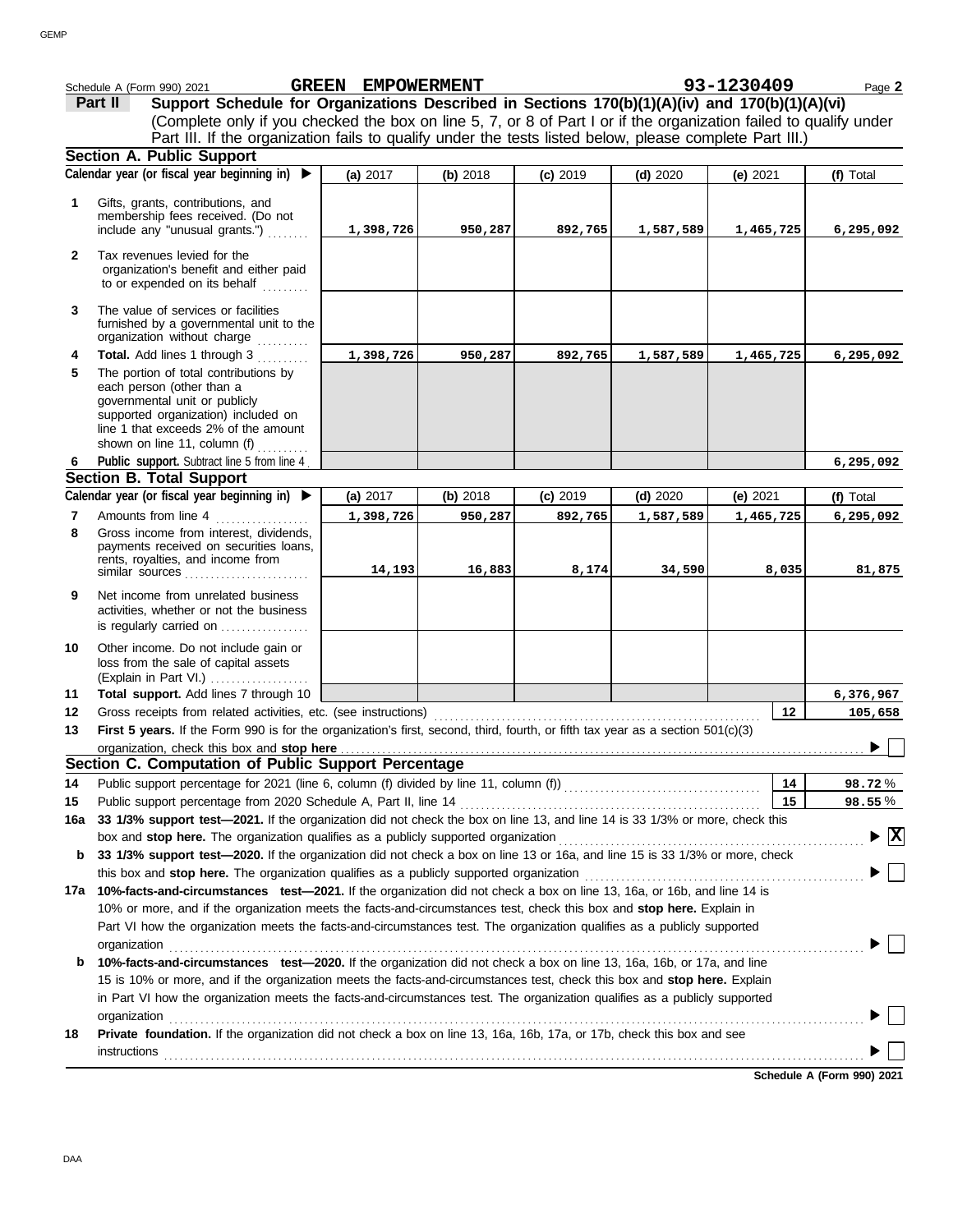Schedule A (Form 990) 2021 **GREEN EMPOWERMENT** **93-1230409** Page **2**

## Part II Support Schedule for Organizations Described in Sections 170(b)(1)(A)(iv) and 170(b)(1)(A)(vi)

(Complete only if you checked the box on line 5, 7, or 8 of Part I or if the organization failed to qualify under Part III. If the organization fails to qualify under the tests listed below, please complete Part III.)

### Section A. Public Support

| Calendar year (or fiscal year beginning in) ▶ | (a) 2017 | (b) 2018 | (c) 2019 | (d) 2020 | (e) 2021 | (f) Total |
|---|---|---|---|---|---|---|
| **1** Gifts, grants, contributions, and membership fees received. (Do not include any "unusual grants.") | 1,398,726 | 950,287 | 892,765 | 1,587,589 | 1,465,725 | 6,295,092 |
| **2** Tax revenues levied for the organization's benefit and either paid to or expended on its behalf | | | | | | |
| **3** The value of services or facilities furnished by a governmental unit to the organization without charge | | | | | | |
| **4** **Total.** Add lines 1 through 3 | 1,398,726 | 950,287 | 892,765 | 1,587,589 | 1,465,725 | 6,295,092 |
| **5** The portion of total contributions by each person (other than a governmental unit or publicly supported organization) included on line 1 that exceeds 2% of the amount shown on line 11, column (f) | | | | | | |
| **6** **Public support.** Subtract line 5 from line 4 | | | | | | 6,295,092 |

### Section B. Total Support

| Calendar year (or fiscal year beginning in) ▶ | (a) 2017 | (b) 2018 | (c) 2019 | (d) 2020 | (e) 2021 | (f) Total |
|---|---|---|---|---|---|---|
| **7** Amounts from line 4 | 1,398,726 | 950,287 | 892,765 | 1,587,589 | 1,465,725 | 6,295,092 |
| **8** Gross income from interest, dividends, payments received on securities loans, rents, royalties, and income from similar sources | 14,193 | 16,883 | 8,174 | 34,590 | 8,035 | 81,875 |
| **9** Net income from unrelated business activities, whether or not the business is regularly carried on | | | | | | |
| **10** Other income. Do not include gain or loss from the sale of capital assets (Explain in Part VI.) | | | | | | |
| **11** **Total support.** Add lines 7 through 10 | | | | | | 6,376,967 |

**12** Gross receipts from related activities, etc. (see instructions) **12** 105,658

**13** **First 5 years.** If the Form 990 is for the organization's first, second, third, fourth, or fifth tax year as a section 501(c)(3) organization, check this box and **stop here** ▶ ☐

### Section C. Computation of Public Support Percentage

**14** Public support percentage for 2021 (line 6, column (f) divided by line 11, column (f)) **14** 98.72 %

**15** Public support percentage from 2020 Schedule A, Part II, line 14 **15** 98.55 %

**16a** **33 1/3% support test—2021.** If the organization did not check the box on line 13, and line 14 is 33 1/3% or more, check this box and **stop here.** The organization qualifies as a publicly supported organization ▶ ☒

**b** **33 1/3% support test—2020.** If the organization did not check a box on line 13 or 16a, and line 15 is 33 1/3% or more, check this box and **stop here.** The organization qualifies as a publicly supported organization ▶ ☐

**17a** **10%-facts-and-circumstances test—2021.** If the organization did not check a box on line 13, 16a, or 16b, and line 14 is 10% or more, and if the organization meets the facts-and-circumstances test, check this box and **stop here.** Explain in Part VI how the organization meets the facts-and-circumstances test. The organization qualifies as a publicly supported organization ▶ ☐

**b** **10%-facts-and-circumstances test—2020.** If the organization did not check a box on line 13, 16a, 16b, or 17a, and line 15 is 10% or more, and if the organization meets the facts-and-circumstances test, check this box and **stop here.** Explain in Part VI how the organization meets the facts-and-circumstances test. The organization qualifies as a publicly supported organization ▶ ☐

**18** **Private foundation.** If the organization did not check a box on line 13, 16a, 16b, 17a, or 17b, check this box and see instructions ▶ ☐

**Schedule A (Form 990) 2021**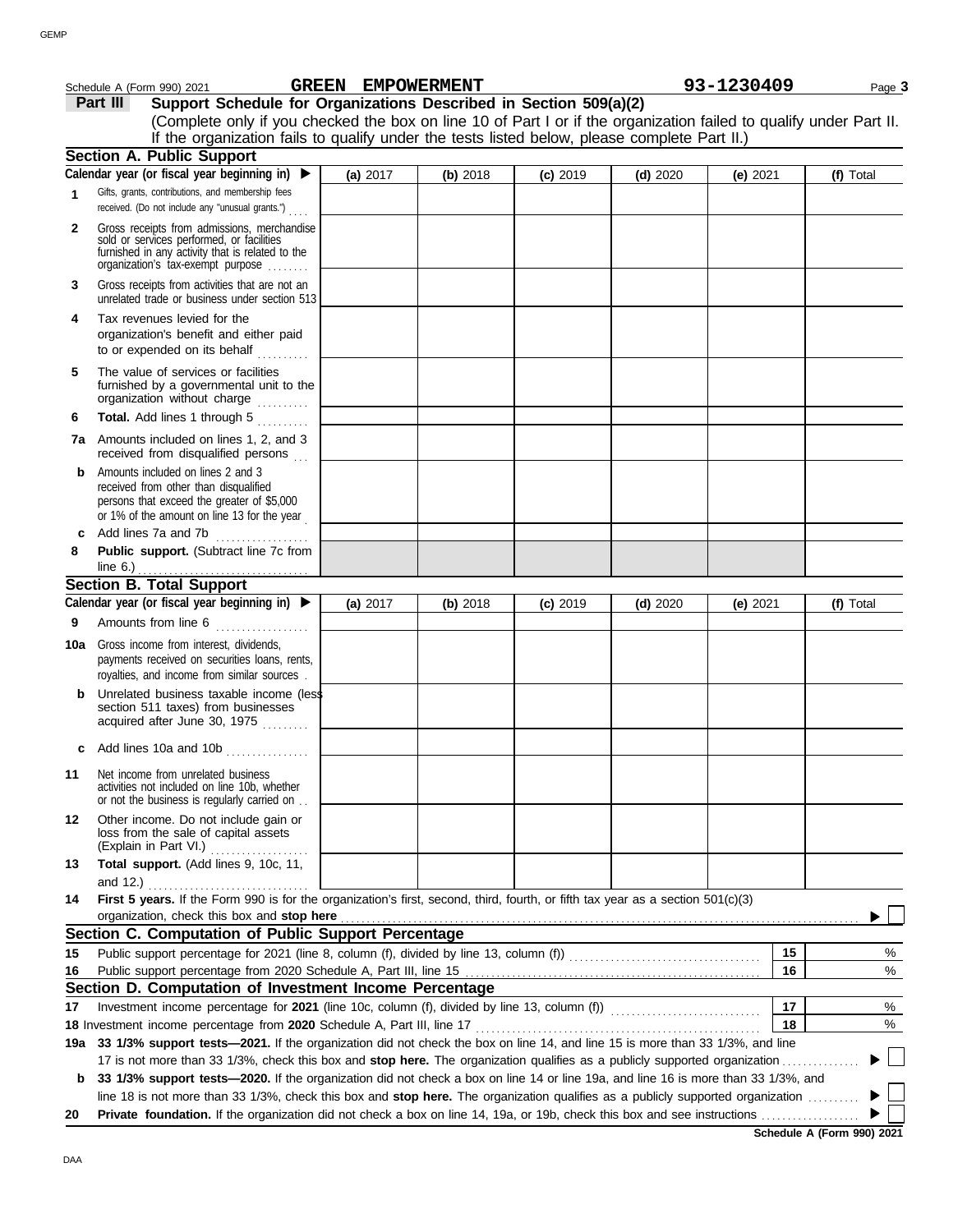Schedule A (Form 990) 2021 GREEN EMPOWERMENT 93-1230409

## Part III Support Schedule for Organizations Described in Section 509(a)(2)

(Complete only if you checked the box on line 10 of Part I or if the organization failed to qualify under Part II. If the organization fails to qualify under the tests listed below, please complete Part II.)

### Section A. Public Support

| Calendar year (or fiscal year beginning in) ▶ | (a) 2017 | (b) 2018 | (c) 2019 | (d) 2020 | (e) 2021 | (f) Total |
|---|---|---|---|---|---|---|
| **1** Gifts, grants, contributions, and membership fees received. (Do not include any "unusual grants.") | | | | | | |
| **2** Gross receipts from admissions, merchandise sold or services performed, or facilities furnished in any activity that is related to the organization's tax-exempt purpose | | | | | | |
| **3** Gross receipts from activities that are not an unrelated trade or business under section 513 | | | | | | |
| **4** Tax revenues levied for the organization's benefit and either paid to or expended on its behalf | | | | | | |
| **5** The value of services or facilities furnished by a governmental unit to the organization without charge | | | | | | |
| **6** **Total.** Add lines 1 through 5 | | | | | | |
| **7a** Amounts included on lines 1, 2, and 3 received from disqualified persons | | | | | | |
| **b** Amounts included on lines 2 and 3 received from other than disqualified persons that exceed the greater of $5,000 or 1% of the amount on line 13 for the year | | | | | | |
| **c** Add lines 7a and 7b | | | | | | |
| **8** **Public support.** (Subtract line 7c from line 6.) | | | | | | |

### Section B. Total Support

| Calendar year (or fiscal year beginning in) ▶ | (a) 2017 | (b) 2018 | (c) 2019 | (d) 2020 | (e) 2021 | (f) Total |
|---|---|---|---|---|---|---|
| **9** Amounts from line 6 | | | | | | |
| **10a** Gross income from interest, dividends, payments received on securities loans, rents, royalties, and income from similar sources | | | | | | |
| **b** Unrelated business taxable income (less section 511 taxes) from businesses acquired after June 30, 1975 | | | | | | |
| **c** Add lines 10a and 10b | | | | | | |
| **11** Net income from unrelated business activities not included on line 10b, whether or not the business is regularly carried on | | | | | | |
| **12** Other income. Do not include gain or loss from the sale of capital assets (Explain in Part VI.) | | | | | | |
| **13** **Total support.** (Add lines 9, 10c, 11, and 12.) | | | | | | |

**14** **First 5 years.** If the Form 990 is for the organization's first, second, third, fourth, or fifth tax year as a section 501(c)(3) organization, check this box and **stop here** ▶ ☐

### Section C. Computation of Public Support Percentage

| | | | |
|---|---|---|---|
| **15** | Public support percentage for 2021 (line 8, column (f), divided by line 13, column (f)) | 15 | % |
| **16** | Public support percentage from 2020 Schedule A, Part III, line 15 | 16 | % |

### Section D. Computation of Investment Income Percentage

| | | | |
|---|---|---|---|
| **17** | Investment income percentage for **2021** (line 10c, column (f), divided by line 13, column (f)) | 17 | % |
| **18** | Investment income percentage from **2020** Schedule A, Part III, line 17 | 18 | % |

**19a** **33 1/3% support tests—2021.** If the organization did not check the box on line 14, and line 15 is more than 33 1/3%, and line 17 is not more than 33 1/3%, check this box and **stop here.** The organization qualifies as a publicly supported organization ▶ ☐

**b** **33 1/3% support tests—2020.** If the organization did not check a box on line 14 or line 19a, and line 16 is more than 33 1/3%, and line 18 is not more than 33 1/3%, check this box and **stop here.** The organization qualifies as a publicly supported organization ▶ ☐

**20** **Private foundation.** If the organization did not check a box on line 14, 19a, or 19b, check this box and see instructions ▶ ☐

Schedule A (Form 990) 2021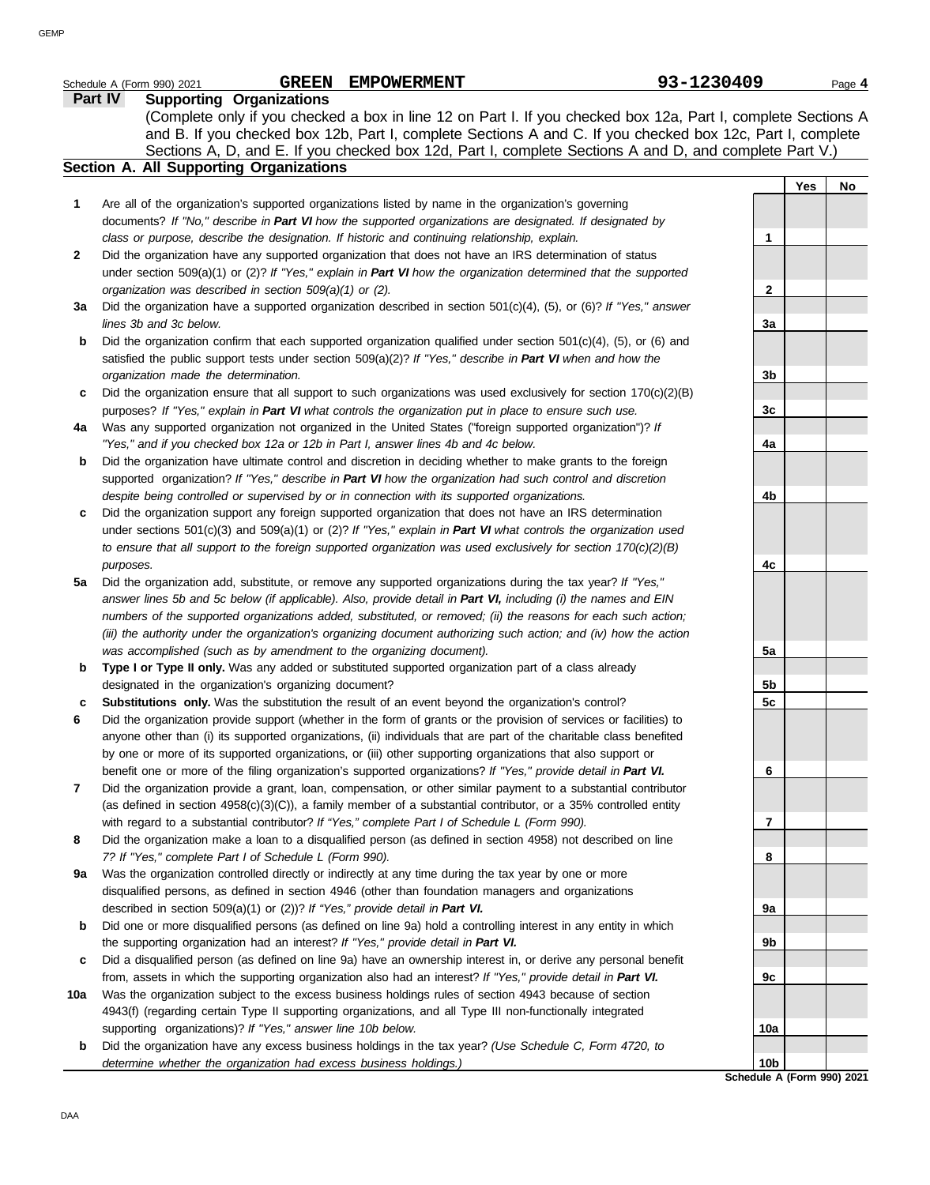Schedule A (Form 990) 2021 **GREEN EMPOWERMENT** 93-1230409 Page **4**

## Part IV Supporting Organizations

(Complete only if you checked a box in line 12 on Part I. If you checked box 12a, Part I, complete Sections A and B. If you checked box 12b, Part I, complete Sections A and C. If you checked box 12c, Part I, complete Sections A, D, and E. If you checked box 12d, Part I, complete Sections A and D, and complete Part V.)

### Section A. All Supporting Organizations

| | | | Yes | No |
|---|---|---|---|---|
| **1** | Are all of the organization's supported organizations listed by name in the organization's governing documents? *If "No," describe in **Part VI** how the supported organizations are designated. If designated by class or purpose, describe the designation. If historic and continuing relationship, explain.* | 1 | | |
| **2** | Did the organization have any supported organization that does not have an IRS determination of status under section 509(a)(1) or (2)? *If "Yes," explain in **Part VI** how the organization determined that the supported organization was described in section 509(a)(1) or (2).* | 2 | | |
| **3a** | Did the organization have a supported organization described in section 501(c)(4), (5), or (6)? *If "Yes," answer lines 3b and 3c below.* | 3a | | |
| **b** | Did the organization confirm that each supported organization qualified under section 501(c)(4), (5), or (6) and satisfied the public support tests under section 509(a)(2)? *If "Yes," describe in **Part VI** when and how the organization made the determination.* | 3b | | |
| **c** | Did the organization ensure that all support to such organizations was used exclusively for section 170(c)(2)(B) purposes? *If "Yes," explain in **Part VI** what controls the organization put in place to ensure such use.* | 3c | | |
| **4a** | Was any supported organization not organized in the United States ("foreign supported organization")? *If "Yes," and if you checked box 12a or 12b in Part I, answer lines 4b and 4c below.* | 4a | | |
| **b** | Did the organization have ultimate control and discretion in deciding whether to make grants to the foreign supported organization? *If "Yes," describe in **Part VI** how the organization had such control and discretion despite being controlled or supervised by or in connection with its supported organizations.* | 4b | | |
| **c** | Did the organization support any foreign supported organization that does not have an IRS determination under sections 501(c)(3) and 509(a)(1) or (2)? *If "Yes," explain in **Part VI** what controls the organization used to ensure that all support to the foreign supported organization was used exclusively for section 170(c)(2)(B) purposes.* | 4c | | |
| **5a** | Did the organization add, substitute, or remove any supported organizations during the tax year? *If "Yes," answer lines 5b and 5c below (if applicable). Also, provide detail in **Part VI,** including (i) the names and EIN numbers of the supported organizations added, substituted, or removed; (ii) the reasons for each such action; (iii) the authority under the organization's organizing document authorizing such action; and (iv) how the action was accomplished (such as by amendment to the organizing document).* | 5a | | |
| **b** | **Type I or Type II only.** Was any added or substituted supported organization part of a class already designated in the organization's organizing document? | 5b | | |
| **c** | **Substitutions only.** Was the substitution the result of an event beyond the organization's control? | 5c | | |
| **6** | Did the organization provide support (whether in the form of grants or the provision of services or facilities) to anyone other than (i) its supported organizations, (ii) individuals that are part of the charitable class benefited by one or more of its supported organizations, or (iii) other supporting organizations that also support or benefit one or more of the filing organization's supported organizations? *If "Yes," provide detail in **Part VI.*** | 6 | | |
| **7** | Did the organization provide a grant, loan, compensation, or other similar payment to a substantial contributor (as defined in section 4958(c)(3)(C)), a family member of a substantial contributor, or a 35% controlled entity with regard to a substantial contributor? *If "Yes," complete Part I of Schedule L (Form 990).* | 7 | | |
| **8** | Did the organization make a loan to a disqualified person (as defined in section 4958) not described on line 7? *If "Yes," complete Part I of Schedule L (Form 990).* | 8 | | |
| **9a** | Was the organization controlled directly or indirectly at any time during the tax year by one or more disqualified persons, as defined in section 4946 (other than foundation managers and organizations described in section 509(a)(1) or (2))? *If "Yes," provide detail in **Part VI.*** | 9a | | |
| **b** | Did one or more disqualified persons (as defined on line 9a) hold a controlling interest in any entity in which the supporting organization had an interest? *If "Yes," provide detail in **Part VI.*** | 9b | | |
| **c** | Did a disqualified person (as defined on line 9a) have an ownership interest in, or derive any personal benefit from, assets in which the supporting organization also had an interest? *If "Yes," provide detail in **Part VI.*** | 9c | | |
| **10a** | Was the organization subject to the excess business holdings rules of section 4943 because of section 4943(f) (regarding certain Type II supporting organizations, and all Type III non-functionally integrated supporting organizations)? *If "Yes," answer line 10b below.* | 10a | | |
| **b** | Did the organization have any excess business holdings in the tax year? *(Use Schedule C, Form 4720, to determine whether the organization had excess business holdings.)* | 10b | | |

**Schedule A (Form 990) 2021**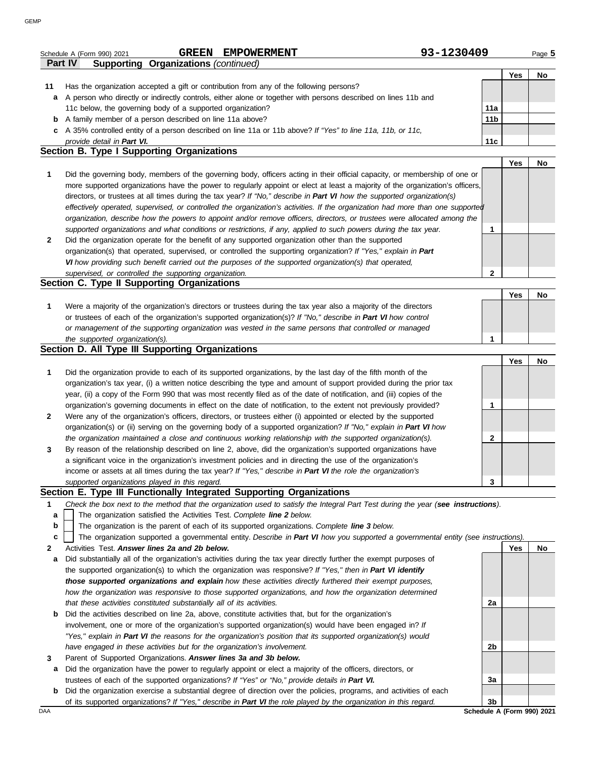Schedule A (Form 990) 2021 **GREEN EMPOWERMENT** 93-1230409 Page **5**

**Part IV Supporting Organizations** *(continued)*

| | | | Yes | No |
|---|---|---|---|---|
| **11** | Has the organization accepted a gift or contribution from any of the following persons? | | | |
| **a** | A person who directly or indirectly controls, either alone or together with persons described on lines 11b and 11c below, the governing body of a supported organization? | **11a** | | |
| **b** | A family member of a person described on line 11a above? | **11b** | | |
| **c** | A 35% controlled entity of a person described on line 11a or 11b above? *If "Yes" to line 11a, 11b, or 11c, provide detail in* ***Part VI.*** | **11c** | | |

## Section B. Type I Supporting Organizations

| | | | Yes | No |
|---|---|---|---|---|
| **1** | Did the governing body, members of the governing body, officers acting in their official capacity, or membership of one or more supported organizations have the power to regularly appoint or elect at least a majority of the organization's officers, directors, or trustees at all times during the tax year? *If "No," describe in* ***Part VI*** *how the supported organization(s) effectively operated, supervised, or controlled the organization's activities. If the organization had more than one supported organization, describe how the powers to appoint and/or remove officers, directors, or trustees were allocated among the supported organizations and what conditions or restrictions, if any, applied to such powers during the tax year.* | **1** | | |
| **2** | Did the organization operate for the benefit of any supported organization other than the supported organization(s) that operated, supervised, or controlled the supporting organization? *If "Yes," explain in* ***Part VI*** *how providing such benefit carried out the purposes of the supported organization(s) that operated, supervised, or controlled the supporting organization.* | **2** | | |

## Section C. Type II Supporting Organizations

| | | | Yes | No |
|---|---|---|---|---|
| **1** | Were a majority of the organization's directors or trustees during the tax year also a majority of the directors or trustees of each of the organization's supported organization(s)? *If "No," describe in* ***Part VI*** *how control or management of the supporting organization was vested in the same persons that controlled or managed the supported organization(s).* | **1** | | |

## Section D. All Type III Supporting Organizations

| | | | Yes | No |
|---|---|---|---|---|
| **1** | Did the organization provide to each of its supported organizations, by the last day of the fifth month of the organization's tax year, (i) a written notice describing the type and amount of support provided during the prior tax year, (ii) a copy of the Form 990 that was most recently filed as of the date of notification, and (iii) copies of the organization's governing documents in effect on the date of notification, to the extent not previously provided? | **1** | | |
| **2** | Were any of the organization's officers, directors, or trustees either (i) appointed or elected by the supported organization(s) or (ii) serving on the governing body of a supported organization? *If "No," explain in* ***Part VI*** *how the organization maintained a close and continuous working relationship with the supported organization(s).* | **2** | | |
| **3** | By reason of the relationship described on line 2, above, did the organization's supported organizations have a significant voice in the organization's investment policies and in directing the use of the organization's income or assets at all times during the tax year? *If "Yes," describe in* ***Part VI*** *the role the organization's supported organizations played in this regard.* | **3** | | |

## Section E. Type III Functionally Integrated Supporting Organizations

**1** *Check the box next to the method that the organization used to satisfy the Integral Part Test during the year (****see instructions****).*

- **a** ☐ The organization satisfied the Activities Test. *Complete* ***line 2*** *below.*
- **b** ☐ The organization is the parent of each of its supported organizations. *Complete* ***line 3*** *below.*
- **c** ☐ The organization supported a governmental entity. *Describe in* ***Part VI*** *how you supported a governmental entity (see instructions).*

| | | | Yes | No |
|---|---|---|---|---|
| **2** | Activities Test. ***Answer lines 2a and 2b below.*** | | | |
| **a** | Did substantially all of the organization's activities during the tax year directly further the exempt purposes of the supported organization(s) to which the organization was responsive? *If "Yes," then in* ***Part VI identify those supported organizations and explain*** *how these activities directly furthered their exempt purposes, how the organization was responsive to those supported organizations, and how the organization determined that these activities constituted substantially all of its activities.* | **2a** | | |
| **b** | Did the activities described on line 2a, above, constitute activities that, but for the organization's involvement, one or more of the organization's supported organization(s) would have been engaged in? *If "Yes," explain in* ***Part VI*** *the reasons for the organization's position that its supported organization(s) would have engaged in these activities but for the organization's involvement.* | **2b** | | |
| **3** | Parent of Supported Organizations. ***Answer lines 3a and 3b below.*** | | | |
| **a** | Did the organization have the power to regularly appoint or elect a majority of the officers, directors, or trustees of each of the supported organizations? *If "Yes" or "No," provide details in* ***Part VI.*** | **3a** | | |
| **b** | Did the organization exercise a substantial degree of direction over the policies, programs, and activities of each of its supported organizations? *If "Yes," describe in* ***Part VI*** *the role played by the organization in this regard.* | **3b** | | |

**Schedule A (Form 990) 2021**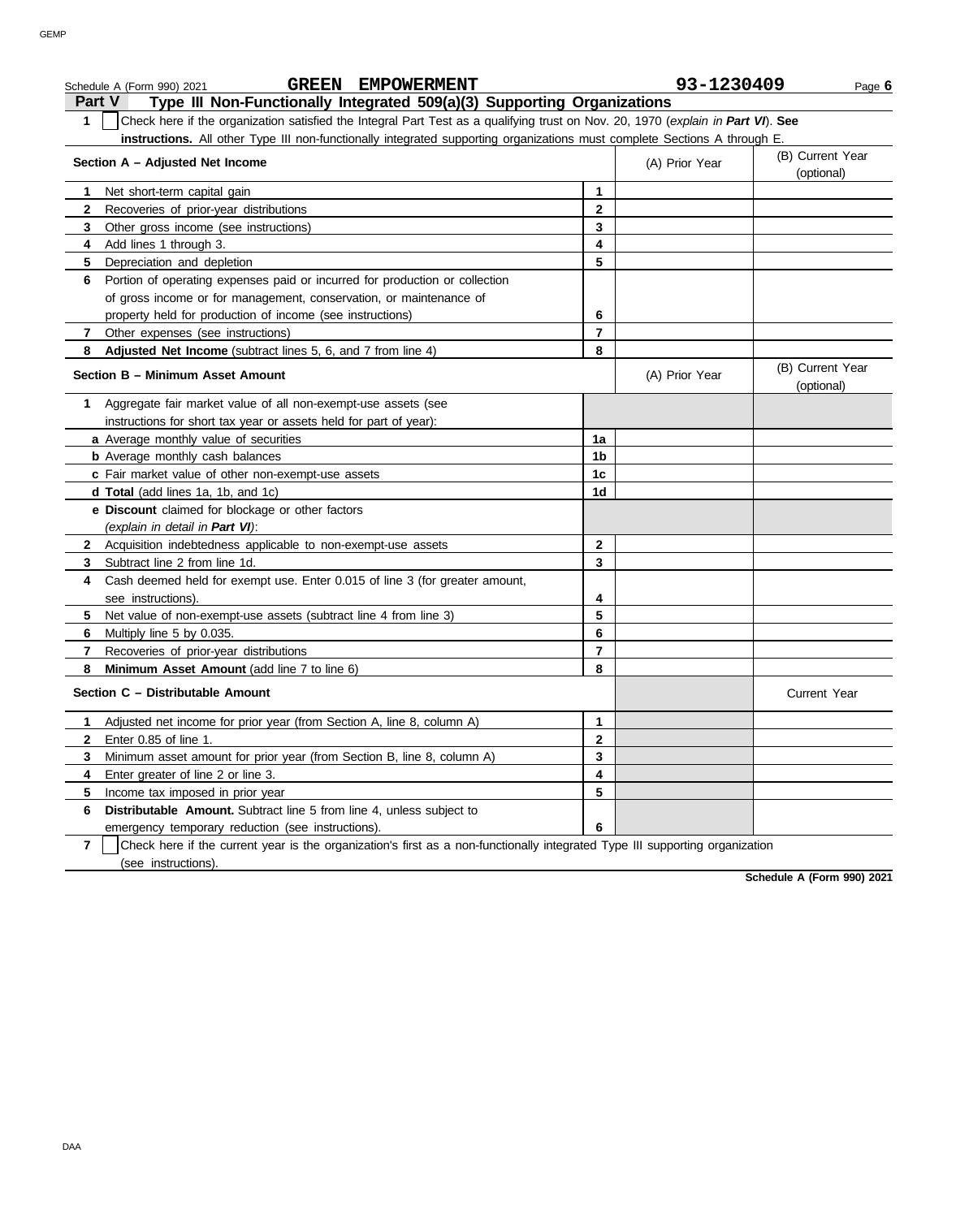Schedule A (Form 990) 2021 **GREEN EMPOWERMENT** **93-1230409** Page **6**

## Part V Type III Non-Functionally Integrated 509(a)(3) Supporting Organizations

**1** ☐ Check here if the organization satisfied the Integral Part Test as a qualifying trust on Nov. 20, 1970 (*explain in* ***Part VI***). **See instructions.** All other Type III non-functionally integrated supporting organizations must complete Sections A through E.

| **Section A – Adjusted Net Income** | | (A) Prior Year | (B) Current Year (optional) |
|---|---|---|---|
| **1** Net short-term capital gain | **1** | | |
| **2** Recoveries of prior-year distributions | **2** | | |
| **3** Other gross income (see instructions) | **3** | | |
| **4** Add lines 1 through 3. | **4** | | |
| **5** Depreciation and depletion | **5** | | |
| **6** Portion of operating expenses paid or incurred for production or collection of gross income or for management, conservation, or maintenance of property held for production of income (see instructions) | **6** | | |
| **7** Other expenses (see instructions) | **7** | | |
| **8** **Adjusted Net Income** (subtract lines 5, 6, and 7 from line 4) | **8** | | |

| **Section B – Minimum Asset Amount** | | (A) Prior Year | (B) Current Year (optional) |
|---|---|---|---|
| **1** Aggregate fair market value of all non-exempt-use assets (see instructions for short tax year or assets held for part of year): | | | |
| **a** Average monthly value of securities | **1a** | | |
| **b** Average monthly cash balances | **1b** | | |
| **c** Fair market value of other non-exempt-use assets | **1c** | | |
| **d** **Total** (add lines 1a, 1b, and 1c) | **1d** | | |
| **e** **Discount** claimed for blockage or other factors (*explain in detail in* ***Part VI***): | | | |
| **2** Acquisition indebtedness applicable to non-exempt-use assets | **2** | | |
| **3** Subtract line 2 from line 1d. | **3** | | |
| **4** Cash deemed held for exempt use. Enter 0.015 of line 3 (for greater amount, see instructions). | **4** | | |
| **5** Net value of non-exempt-use assets (subtract line 4 from line 3) | **5** | | |
| **6** Multiply line 5 by 0.035. | **6** | | |
| **7** Recoveries of prior-year distributions | **7** | | |
| **8** **Minimum Asset Amount** (add line 7 to line 6) | **8** | | |

| **Section C – Distributable Amount** | | | Current Year |
|---|---|---|---|
| **1** Adjusted net income for prior year (from Section A, line 8, column A) | **1** | | |
| **2** Enter 0.85 of line 1. | **2** | | |
| **3** Minimum asset amount for prior year (from Section B, line 8, column A) | **3** | | |
| **4** Enter greater of line 2 or line 3. | **4** | | |
| **5** Income tax imposed in prior year | **5** | | |
| **6** **Distributable Amount.** Subtract line 5 from line 4, unless subject to emergency temporary reduction (see instructions). | **6** | | |

**7** ☐ Check here if the current year is the organization's first as a non-functionally integrated Type III supporting organization (see instructions).

**Schedule A (Form 990) 2021**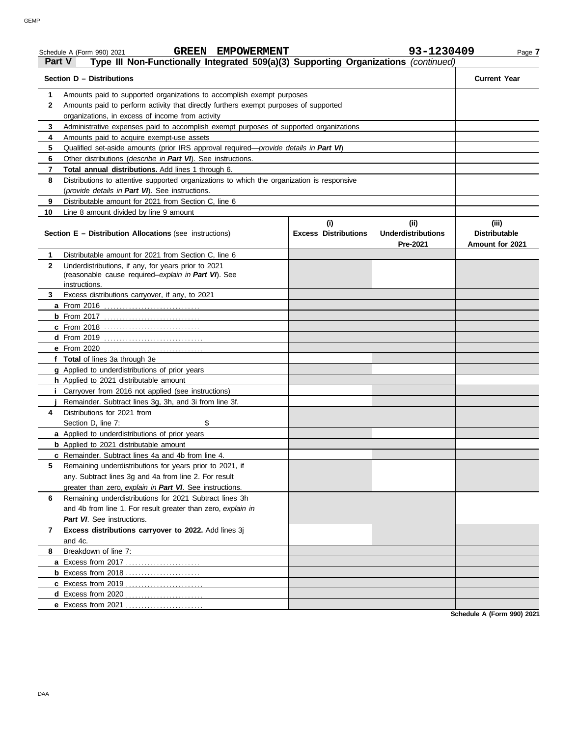Schedule A (Form 990) 2021 **GREEN EMPOWERMENT** **93-1230409** Page **7**

## Part V Type III Non-Functionally Integrated 509(a)(3) Supporting Organizations *(continued)*

| **Section D – Distributions** | | **Current Year** |
|---|---|---|
| **1** | Amounts paid to supported organizations to accomplish exempt purposes | |
| **2** | Amounts paid to perform activity that directly furthers exempt purposes of supported organizations, in excess of income from activity | |
| **3** | Administrative expenses paid to accomplish exempt purposes of supported organizations | |
| **4** | Amounts paid to acquire exempt-use assets | |
| **5** | Qualified set-aside amounts (prior IRS approval required—*provide details in **Part VI***) | |
| **6** | Other distributions (*describe in **Part VI***). See instructions. | |
| **7** | **Total annual distributions.** Add lines 1 through 6. | |
| **8** | Distributions to attentive supported organizations to which the organization is responsive (*provide details in **Part VI***). See instructions. | |
| **9** | Distributable amount for 2021 from Section C, line 6 | |
| **10** | Line 8 amount divided by line 9 amount | |

| **Section E – Distribution Allocations** (see instructions) | | **(i) Excess Distributions** | **(ii) Underdistributions Pre-2021** | **(iii) Distributable Amount for 2021** |
|---|---|---|---|---|
| **1** | Distributable amount for 2021 from Section C, line 6 | | | |
| **2** | Underdistributions, if any, for years prior to 2021 (reasonable cause required–*explain in **Part VI***). See instructions. | | | |
| **3** | Excess distributions carryover, if any, to 2021 | | | |
| | **a** From 2016 | | | |
| | **b** From 2017 | | | |
| | **c** From 2018 | | | |
| | **d** From 2019 | | | |
| | **e** From 2020 | | | |
| | **f** **Total** of lines 3a through 3e | | | |
| | **g** Applied to underdistributions of prior years | | | |
| | **h** Applied to 2021 distributable amount | | | |
| | **i** Carryover from 2016 not applied (see instructions) | | | |
| | **j** Remainder. Subtract lines 3g, 3h, and 3i from line 3f. | | | |
| **4** | Distributions for 2021 from Section D, line 7: $ | | | |
| | **a** Applied to underdistributions of prior years | | | |
| | **b** Applied to 2021 distributable amount | | | |
| | **c** Remainder. Subtract lines 4a and 4b from line 4. | | | |
| **5** | Remaining underdistributions for years prior to 2021, if any. Subtract lines 3g and 4a from line 2. For result greater than zero, *explain in **Part VI***. See instructions. | | | |
| **6** | Remaining underdistributions for 2021 Subtract lines 3h and 4b from line 1. For result greater than zero, *explain in **Part VI***. See instructions. | | | |
| **7** | **Excess distributions carryover to 2022.** Add lines 3j and 4c. | | | |
| **8** | Breakdown of line 7: | | | |
| | **a** Excess from 2017 | | | |
| | **b** Excess from 2018 | | | |
| | **c** Excess from 2019 | | | |
| | **d** Excess from 2020 | | | |
| | **e** Excess from 2021 | | | |

**Schedule A (Form 990) 2021**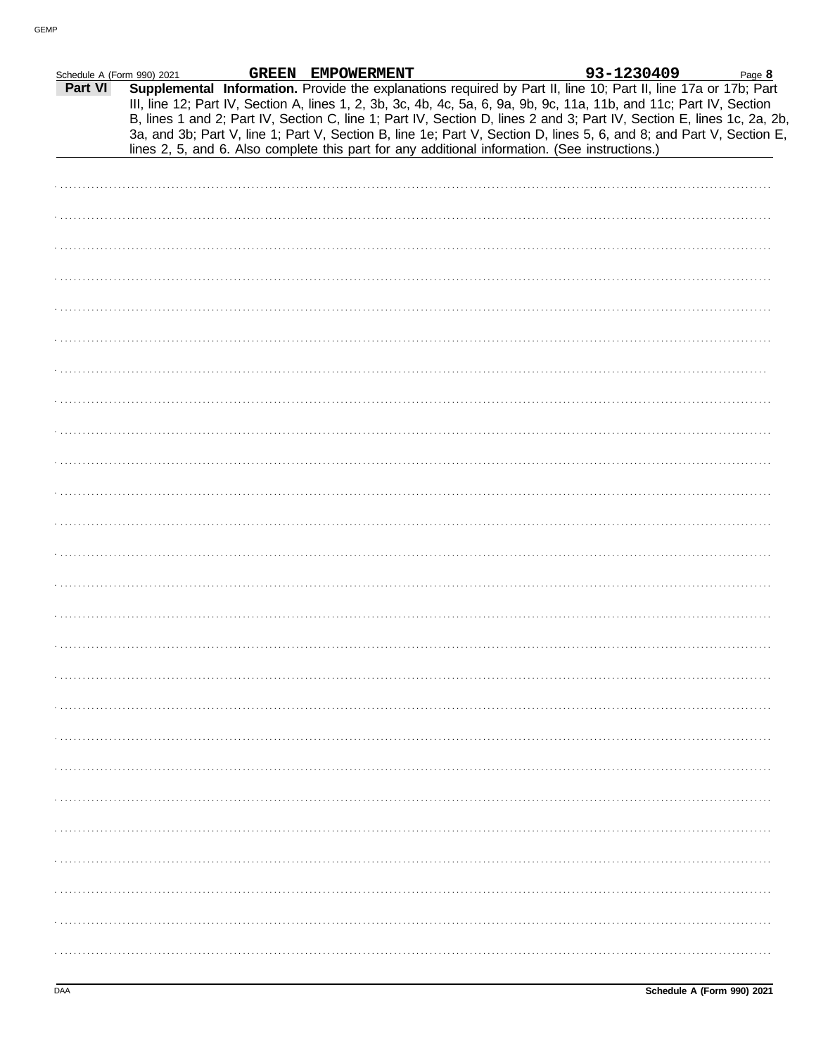Schedule A (Form 990) 2021 **GREEN EMPOWERMENT** **93-1230409** Page **8**

**Part VI** **Supplemental Information.** Provide the explanations required by Part II, line 10; Part II, line 17a or 17b; Part III, line 12; Part IV, Section A, lines 1, 2, 3b, 3c, 4b, 4c, 5a, 6, 9a, 9b, 9c, 11a, 11b, and 11c; Part IV, Section B, lines 1 and 2; Part IV, Section C, line 1; Part IV, Section D, lines 2 and 3; Part IV, Section E, lines 1c, 2a, 2b, 3a, and 3b; Part V, line 1; Part V, Section B, line 1e; Part V, Section D, lines 5, 6, and 8; and Part V, Section E, lines 2, 5, and 6. Also complete this part for any additional information. (See instructions.)

Schedule A (Form 990) 2021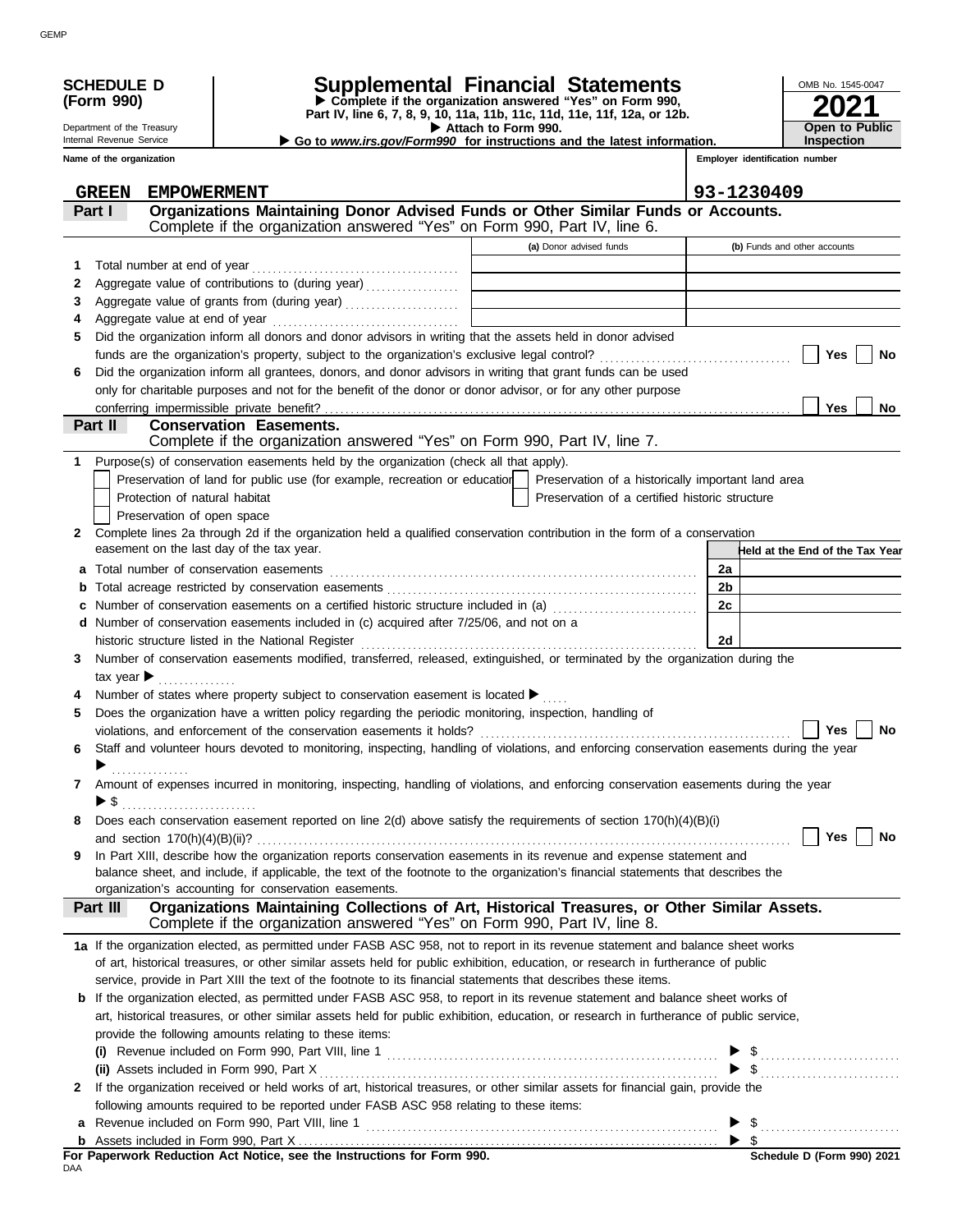**SCHEDULE D (Form 990)**

Department of the Treasury
Internal Revenue Service

# Supplemental Financial Statements

▶ Complete if the organization answered "Yes" on Form 990, Part IV, line 6, 7, 8, 9, 10, 11a, 11b, 11c, 11d, 11e, 11f, 12a, or 12b.
▶ Attach to Form 990.
▶ Go to *www.irs.gov/Form990* for instructions and the latest information.

OMB No. 1545-0047

**2021**

**Open to Public Inspection**

Name of the organization: GREEN EMPOWERMENT

Employer identification number: 93-1230409

## Part I — Organizations Maintaining Donor Advised Funds or Other Similar Funds or Accounts.
Complete if the organization answered "Yes" on Form 990, Part IV, line 6.

| | | (a) Donor advised funds | (b) Funds and other accounts |
|---|---|---|---|
| 1 | Total number at end of year | | |
| 2 | Aggregate value of contributions to (during year) | | |
| 3 | Aggregate value of grants from (during year) | | |
| 4 | Aggregate value at end of year | | |

5 Did the organization inform all donors and donor advisors in writing that the assets held in donor advised funds are the organization's property, subject to the organization's exclusive legal control? ☐ Yes ☐ No

6 Did the organization inform all grantees, donors, and donor advisors in writing that grant funds can be used only for charitable purposes and not for the benefit of the donor or donor advisor, or for any other purpose conferring impermissible private benefit? ☐ Yes ☐ No

## Part II — Conservation Easements.
Complete if the organization answered "Yes" on Form 990, Part IV, line 7.

1 Purpose(s) of conservation easements held by the organization (check all that apply).

- ☐ Preservation of land for public use (for example, recreation or education)
- ☐ Protection of natural habitat
- ☐ Preservation of open space
- ☐ Preservation of a historically important land area
- ☐ Preservation of a certified historic structure

2 Complete lines 2a through 2d if the organization held a qualified conservation contribution in the form of a conservation easement on the last day of the tax year.

| | | | Held at the End of the Tax Year |
|---|---|---|---|
| a | Total number of conservation easements | 2a | |
| b | Total acreage restricted by conservation easements | 2b | |
| c | Number of conservation easements on a certified historic structure included in (a) | 2c | |
| d | Number of conservation easements included in (c) acquired after 7/25/06, and not on a historic structure listed in the National Register | 2d | |

3 Number of conservation easements modified, transferred, released, extinguished, or terminated by the organization during the tax year ▶ ..............

4 Number of states where property subject to conservation easement is located ▶ .....

5 Does the organization have a written policy regarding the periodic monitoring, inspection, handling of violations, and enforcement of the conservation easements it holds? ☐ Yes ☐ No

6 Staff and volunteer hours devoted to monitoring, inspecting, handling of violations, and enforcing conservation easements during the year ▶ ..............

7 Amount of expenses incurred in monitoring, inspecting, handling of violations, and enforcing conservation easements during the year ▶ $ ..........................

8 Does each conservation easement reported on line 2(d) above satisfy the requirements of section 170(h)(4)(B)(i) and section 170(h)(4)(B)(ii)? ☐ Yes ☐ No

9 In Part XIII, describe how the organization reports conservation easements in its revenue and expense statement and balance sheet, and include, if applicable, the text of the footnote to the organization's financial statements that describes the organization's accounting for conservation easements.

## Part III — Organizations Maintaining Collections of Art, Historical Treasures, or Other Similar Assets.
Complete if the organization answered "Yes" on Form 990, Part IV, line 8.

1a If the organization elected, as permitted under FASB ASC 958, not to report in its revenue statement and balance sheet works of art, historical treasures, or other similar assets held for public exhibition, education, or research in furtherance of public service, provide in Part XIII the text of the footnote to its financial statements that describes these items.

b If the organization elected, as permitted under FASB ASC 958, to report in its revenue statement and balance sheet works of art, historical treasures, or other similar assets held for public exhibition, education, or research in furtherance of public service, provide the following amounts relating to these items:

(i) Revenue included on Form 990, Part VIII, line 1 ▶ $ ..........................

(ii) Assets included in Form 990, Part X ▶ $ ..........................

2 If the organization received or held works of art, historical treasures, or other similar assets for financial gain, provide the following amounts required to be reported under FASB ASC 958 relating to these items:

a Revenue included on Form 990, Part VIII, line 1 ▶ $ ..........................

b Assets included in Form 990, Part X ▶ $

**For Paperwork Reduction Act Notice, see the Instructions for Form 990.** — **Schedule D (Form 990) 2021**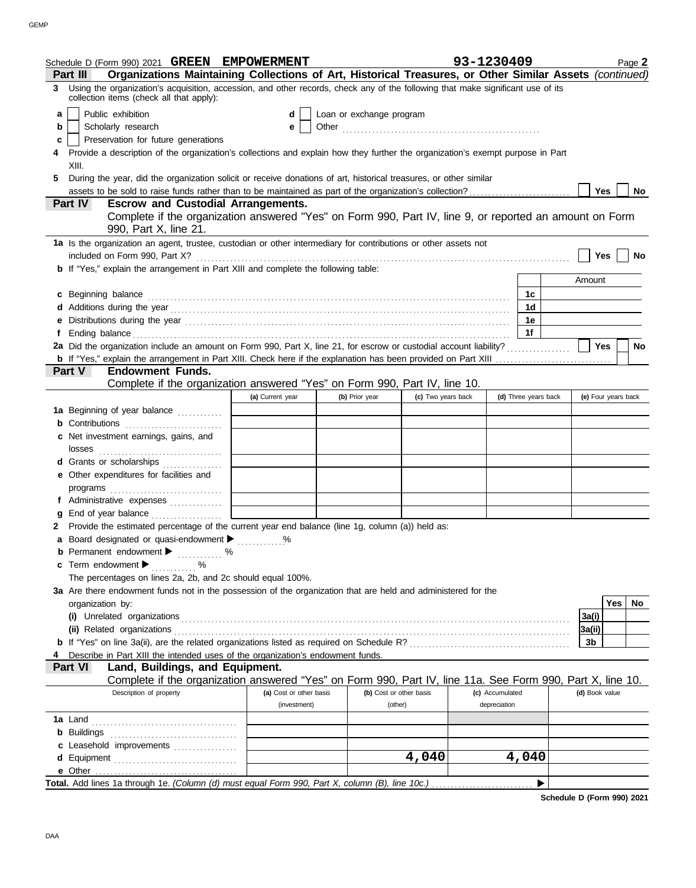Schedule D (Form 990) 2021 **GREEN EMPOWERMENT** **93-1230409** Page **2**

**Part III — Organizations Maintaining Collections of Art, Historical Treasures, or Other Similar Assets** *(continued)*

**3** Using the organization's acquisition, accession, and other records, check any of the following that make significant use of its collection items (check all that apply):

- **a** ☐ Public exhibition
- **b** ☐ Scholarly research
- **c** ☐ Preservation for future generations
- **d** ☐ Loan or exchange program
- **e** ☐ Other

**4** Provide a description of the organization's collections and explain how they further the organization's exempt purpose in Part XIII.

**5** During the year, did the organization solicit or receive donations of art, historical treasures, or other similar assets to be sold to raise funds rather than to be maintained as part of the organization's collection? ☐ Yes ☐ No

**Part IV — Escrow and Custodial Arrangements.**
Complete if the organization answered "Yes" on Form 990, Part IV, line 9, or reported an amount on Form 990, Part X, line 21.

**1a** Is the organization an agent, trustee, custodian or other intermediary for contributions or other assets not included on Form 990, Part X? ☐ Yes ☐ No

**b** If "Yes," explain the arrangement in Part XIII and complete the following table:

| | | Amount |
|---|---|---|
| **c** Beginning balance | 1c | |
| **d** Additions during the year | 1d | |
| **e** Distributions during the year | 1e | |
| **f** Ending balance | 1f | |

**2a** Did the organization include an amount on Form 990, Part X, line 21, for escrow or custodial account liability? ☐ Yes ☐ No

**b** If "Yes," explain the arrangement in Part XIII. Check here if the explanation has been provided on Part XIII ☐

**Part V — Endowment Funds.**
Complete if the organization answered "Yes" on Form 990, Part IV, line 10.

| | (a) Current year | (b) Prior year | (c) Two years back | (d) Three years back | (e) Four years back |
|---|---|---|---|---|---|
| **1a** Beginning of year balance | | | | | |
| **b** Contributions | | | | | |
| **c** Net investment earnings, gains, and losses | | | | | |
| **d** Grants or scholarships | | | | | |
| **e** Other expenditures for facilities and programs | | | | | |
| **f** Administrative expenses | | | | | |
| **g** End of year balance | | | | | |

**2** Provide the estimated percentage of the current year end balance (line 1g, column (a)) held as:

- **a** Board designated or quasi-endowment ▶ ........ %
- **b** Permanent endowment ▶ ........ %
- **c** Term endowment ▶ ........ %

The percentages on lines 2a, 2b, and 2c should equal 100%.

**3a** Are there endowment funds not in the possession of the organization that are held and administered for the organization by:

| | | Yes | No |
|---|---|---|---|
| **(i)** Unrelated organizations | 3a(i) | | |
| **(ii)** Related organizations | 3a(ii) | | |
| **b** If "Yes" on line 3a(ii), are the related organizations listed as required on Schedule R? | 3b | | |

**4** Describe in Part XIII the intended uses of the organization's endowment funds.

**Part VI — Land, Buildings, and Equipment.**
Complete if the organization answered "Yes" on Form 990, Part IV, line 11a. See Form 990, Part X, line 10.

| Description of property | (a) Cost or other basis (investment) | (b) Cost or other basis (other) | (c) Accumulated depreciation | (d) Book value |
|---|---|---|---|---|
| **1a** Land | | | | |
| **b** Buildings | | | | |
| **c** Leasehold improvements | | | | |
| **d** Equipment | | 4,040 | 4,040 | |
| **e** Other | | | | |

**Total.** Add lines 1a through 1e. *(Column (d) must equal Form 990, Part X, column (B), line 10c.)* ▶

**Schedule D (Form 990) 2021**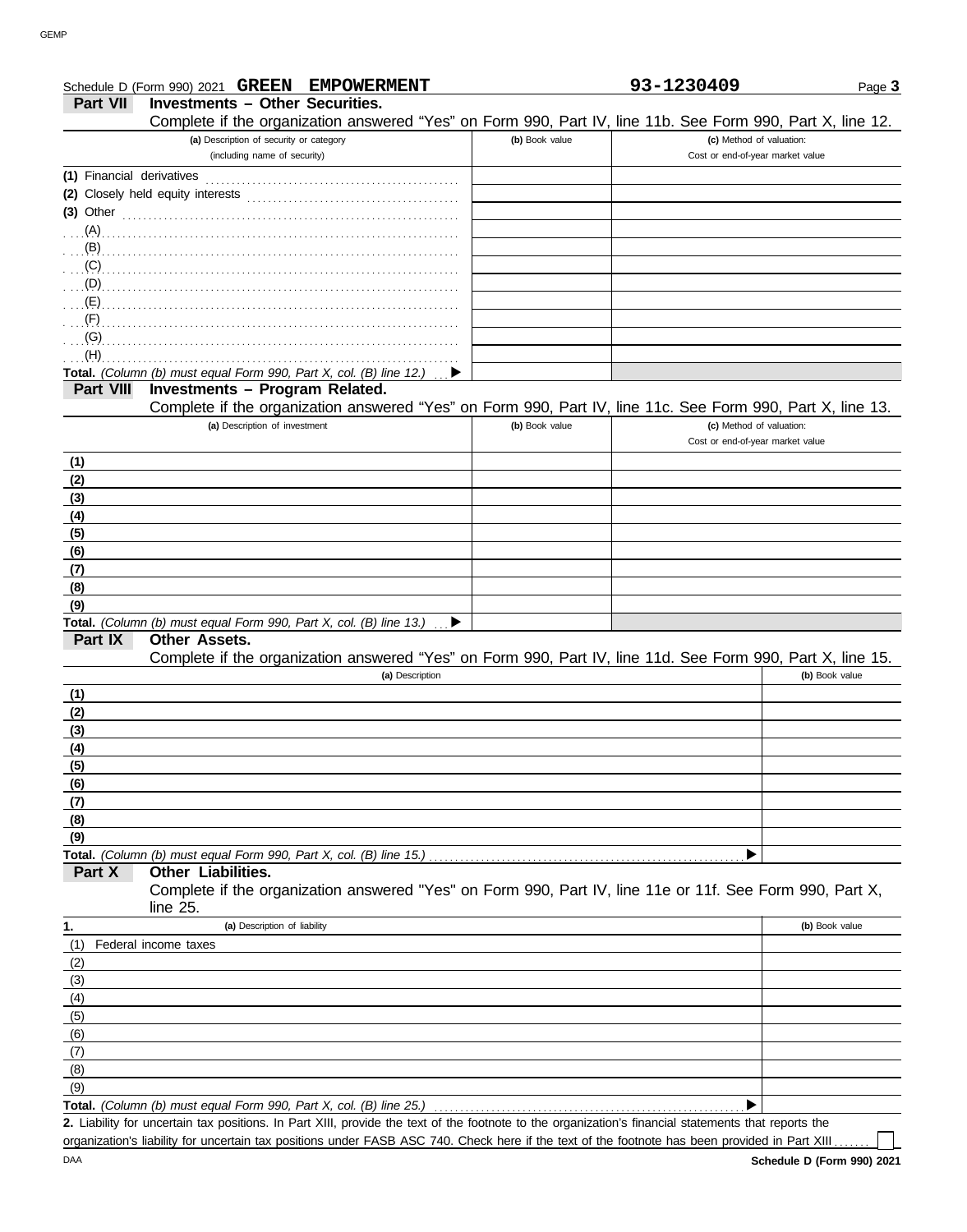Schedule D (Form 990) 2021 **GREEN EMPOWERMENT** **93-1230409** Page **3**

## Part VII Investments – Other Securities.

Complete if the organization answered "Yes" on Form 990, Part IV, line 11b. See Form 990, Part X, line 12.

| (a) Description of security or category (including name of security) | (b) Book value | (c) Method of valuation: Cost or end-of-year market value |
|---|---|---|
| (1) Financial derivatives | | |
| (2) Closely held equity interests | | |
| (3) Other | | |
| (A) | | |
| (B) | | |
| (C) | | |
| (D) | | |
| (E) | | |
| (F) | | |
| (G) | | |
| (H) | | |
| **Total.** *(Column (b) must equal Form 990, Part X, col. (B) line 12.)* ▶ | | |

## Part VIII Investments – Program Related.

Complete if the organization answered "Yes" on Form 990, Part IV, line 11c. See Form 990, Part X, line 13.

| (a) Description of investment | (b) Book value | (c) Method of valuation: Cost or end-of-year market value |
|---|---|---|
| (1) | | |
| (2) | | |
| (3) | | |
| (4) | | |
| (5) | | |
| (6) | | |
| (7) | | |
| (8) | | |
| (9) | | |
| **Total.** *(Column (b) must equal Form 990, Part X, col. (B) line 13.)* ▶ | | |

## Part IX Other Assets.

Complete if the organization answered "Yes" on Form 990, Part IV, line 11d. See Form 990, Part X, line 15.

| (a) Description | (b) Book value |
|---|---|
| (1) | |
| (2) | |
| (3) | |
| (4) | |
| (5) | |
| (6) | |
| (7) | |
| (8) | |
| (9) | |
| **Total.** *(Column (b) must equal Form 990, Part X, col. (B) line 15.)* ▶ | |

## Part X Other Liabilities.

Complete if the organization answered "Yes" on Form 990, Part IV, line 11e or 11f. See Form 990, Part X, line 25.

| 1. (a) Description of liability | (b) Book value |
|---|---|
| (1) Federal income taxes | |
| (2) | |
| (3) | |
| (4) | |
| (5) | |
| (6) | |
| (7) | |
| (8) | |
| (9) | |
| **Total.** *(Column (b) must equal Form 990, Part X, col. (B) line 25.)* ▶ | |

**2.** Liability for uncertain tax positions. In Part XIII, provide the text of the footnote to the organization's financial statements that reports the organization's liability for uncertain tax positions under FASB ASC 740. Check here if the text of the footnote has been provided in Part XIII ☐

DAA **Schedule D (Form 990) 2021**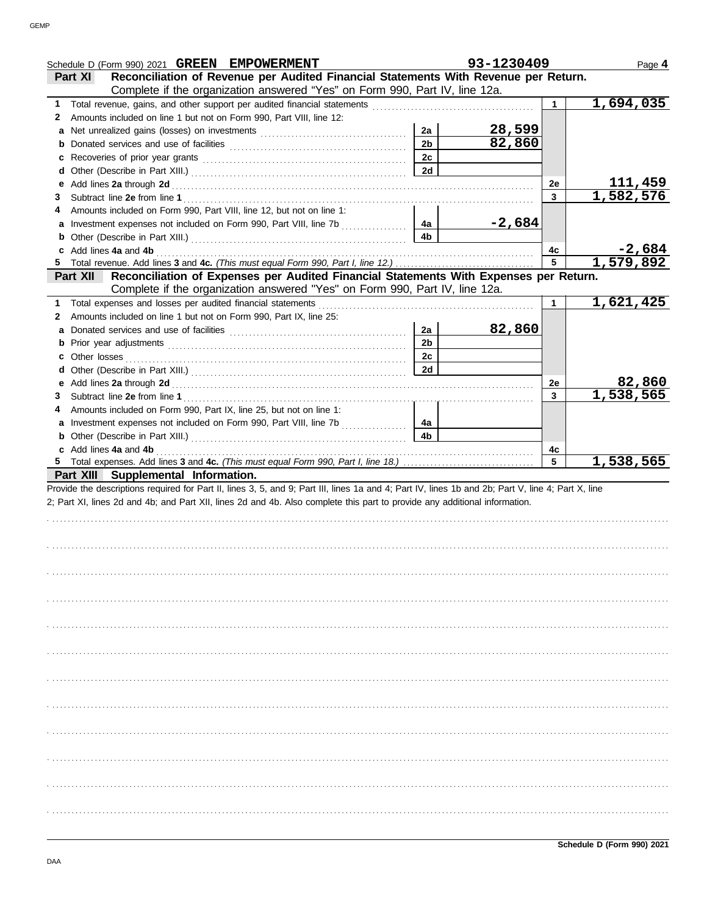Schedule D (Form 990) 2021 **GREEN EMPOWERMENT** **93-1230409** Page **4**

## Part XI Reconciliation of Revenue per Audited Financial Statements With Revenue per Return.

Complete if the organization answered "Yes" on Form 990, Part IV, line 12a.

| | | | | | |
|---|---|---|---|---|---|
| **1** | Total revenue, gains, and other support per audited financial statements | | | 1 | 1,694,035 |
| **2** | Amounts included on line 1 but not on Form 990, Part VIII, line 12: | | | | |
| **a** | Net unrealized gains (losses) on investments | 2a | 28,599 | | |
| **b** | Donated services and use of facilities | 2b | 82,860 | | |
| **c** | Recoveries of prior year grants | 2c | | | |
| **d** | Other (Describe in Part XIII.) | 2d | | | |
| **e** | Add lines **2a** through **2d** | | | 2e | 111,459 |
| **3** | Subtract line **2e** from line **1** | | | 3 | 1,582,576 |
| **4** | Amounts included on Form 990, Part VIII, line 12, but not on line 1: | | | | |
| **a** | Investment expenses not included on Form 990, Part VIII, line 7b | 4a | -2,684 | | |
| **b** | Other (Describe in Part XIII.) | 4b | | | |
| **c** | Add lines **4a** and **4b** | | | 4c | -2,684 |
| **5** | Total revenue. Add lines **3** and **4c.** *(This must equal Form 990, Part I, line 12.)* | | | 5 | 1,579,892 |

## Part XII Reconciliation of Expenses per Audited Financial Statements With Expenses per Return.

Complete if the organization answered "Yes" on Form 990, Part IV, line 12a.

| | | | | | |
|---|---|---|---|---|---|
| **1** | Total expenses and losses per audited financial statements | | | 1 | 1,621,425 |
| **2** | Amounts included on line 1 but not on Form 990, Part IX, line 25: | | | | |
| **a** | Donated services and use of facilities | 2a | 82,860 | | |
| **b** | Prior year adjustments | 2b | | | |
| **c** | Other losses | 2c | | | |
| **d** | Other (Describe in Part XIII.) | 2d | | | |
| **e** | Add lines **2a** through **2d** | | | 2e | 82,860 |
| **3** | Subtract line **2e** from line **1** | | | 3 | 1,538,565 |
| **4** | Amounts included on Form 990, Part IX, line 25, but not on line 1: | | | | |
| **a** | Investment expenses not included on Form 990, Part VIII, line 7b | 4a | | | |
| **b** | Other (Describe in Part XIII.) | 4b | | | |
| **c** | Add lines **4a** and **4b** | | | 4c | |
| **5** | Total expenses. Add lines **3** and **4c.** *(This must equal Form 990, Part I, line 18.)* | | | 5 | 1,538,565 |

## Part XIII Supplemental Information.

Provide the descriptions required for Part II, lines 3, 5, and 9; Part III, lines 1a and 4; Part IV, lines 1b and 2b; Part V, line 4; Part X, line 2; Part XI, lines 2d and 4b; and Part XII, lines 2d and 4b. Also complete this part to provide any additional information.

**Schedule D (Form 990) 2021**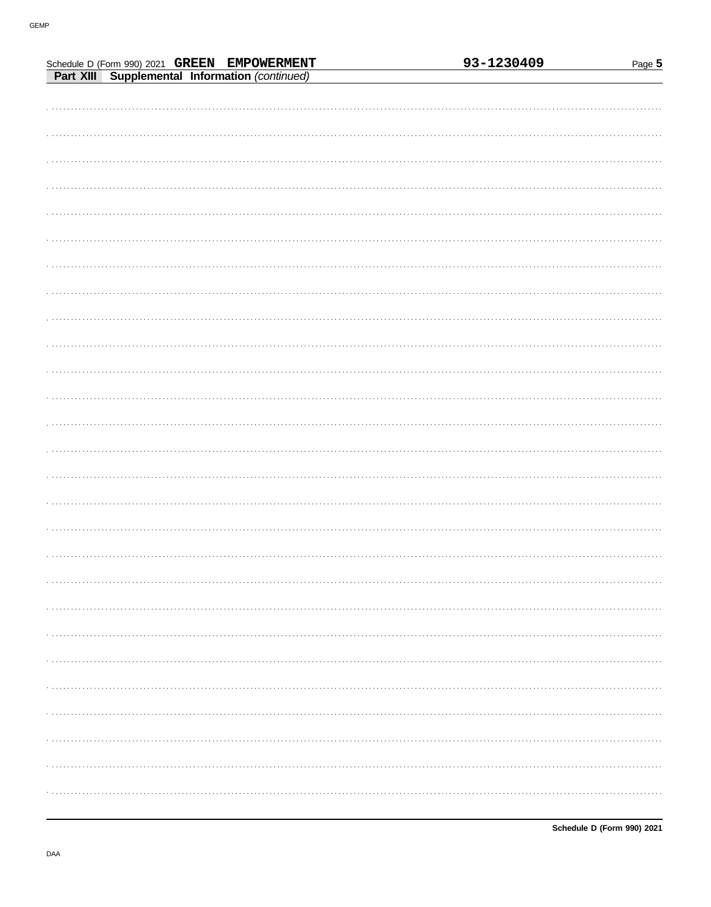Schedule D (Form 990) 2021 **GREEN EMPOWERMENT** **93-1230409**

**Part XIII Supplemental Information** *(continued)*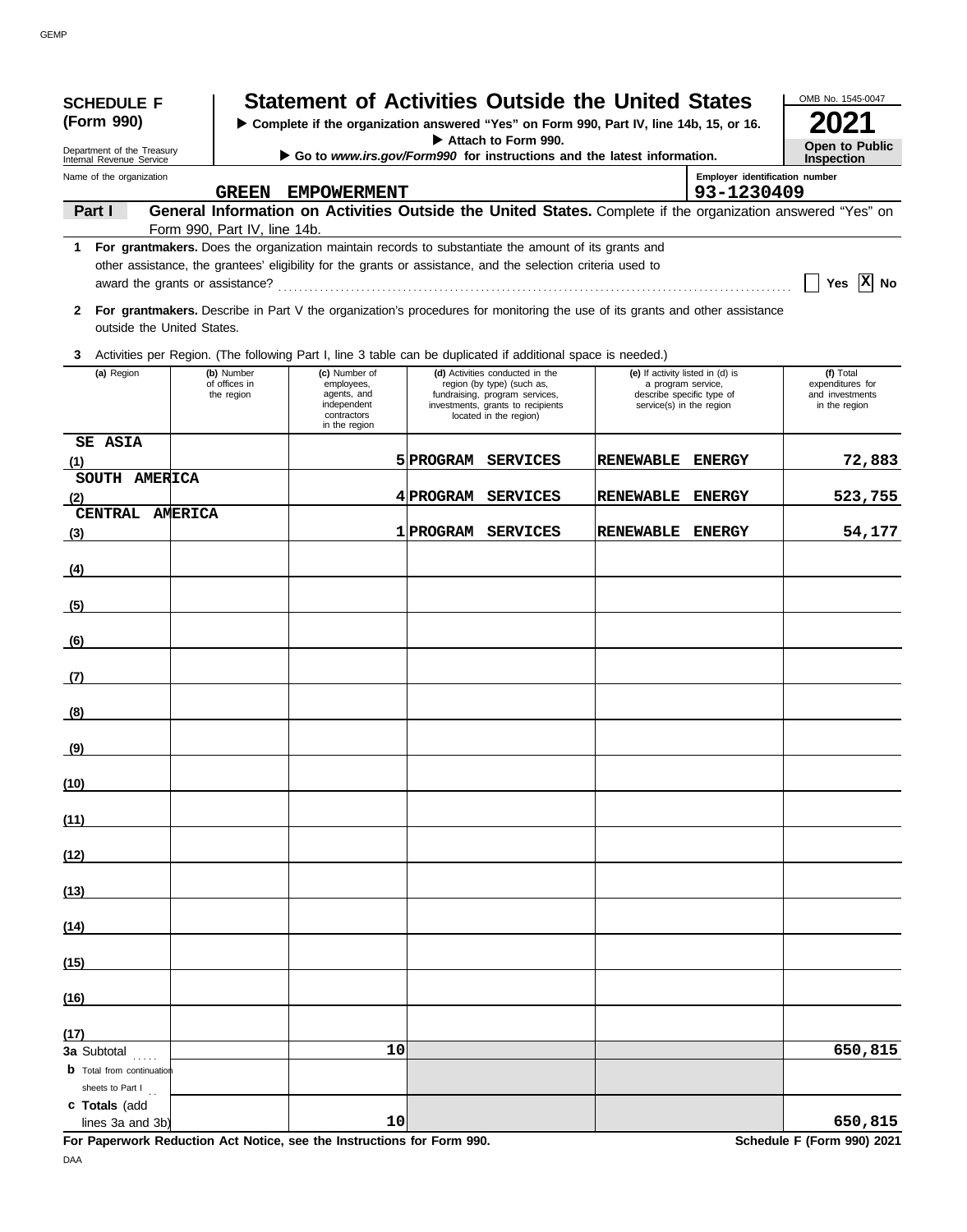**SCHEDULE F (Form 990)**

Department of the Treasury
Internal Revenue Service

# Statement of Activities Outside the United States

▶ Complete if the organization answered "Yes" on Form 990, Part IV, line 14b, 15, or 16.
▶ Attach to Form 990.
▶ Go to *www.irs.gov/Form990* for instructions and the latest information.

OMB No. 1545-0047

**2021**

**Open to Public Inspection**

Name of the organization: **GREEN EMPOWERMENT**

Employer identification number: **93-1230409**

**Part I** **General Information on Activities Outside the United States.** Complete if the organization answered "Yes" on Form 990, Part IV, line 14b.

**1** **For grantmakers.** Does the organization maintain records to substantiate the amount of its grants and other assistance, the grantees' eligibility for the grants or assistance, and the selection criteria used to award the grants or assistance? .......... Yes [ ] No [X]

**2** **For grantmakers.** Describe in Part V the organization's procedures for monitoring the use of its grants and other assistance outside the United States.

**3** Activities per Region. (The following Part I, line 3 table can be duplicated if additional space is needed.)

| (a) Region | (b) Number of offices in the region | (c) Number of employees, agents, and independent contractors in the region | (d) Activities conducted in the region (by type) (such as, fundraising, program services, investments, grants to recipients located in the region) | (e) If activity listed in (d) is a program service, describe specific type of service(s) in the region | (f) Total expenditures for and investments in the region |
|---|---|---|---|---|---|
| (1) SE ASIA | | 5 | PROGRAM SERVICES | RENEWABLE ENERGY | 72,883 |
| (2) SOUTH AMERICA | | 4 | PROGRAM SERVICES | RENEWABLE ENERGY | 523,755 |
| (3) CENTRAL AMERICA | | 1 | PROGRAM SERVICES | RENEWABLE ENERGY | 54,177 |
| (4) | | | | | |
| (5) | | | | | |
| (6) | | | | | |
| (7) | | | | | |
| (8) | | | | | |
| (9) | | | | | |
| (10) | | | | | |
| (11) | | | | | |
| (12) | | | | | |
| (13) | | | | | |
| (14) | | | | | |
| (15) | | | | | |
| (16) | | | | | |
| (17) | | | | | |
| **3a** Subtotal | | 10 | | | 650,815 |
| **b** Total from continuation sheets to Part I | | | | | |
| **c Totals** (add lines 3a and 3b) | | 10 | | | 650,815 |

**For Paperwork Reduction Act Notice, see the Instructions for Form 990.**

**Schedule F (Form 990) 2021**

DAA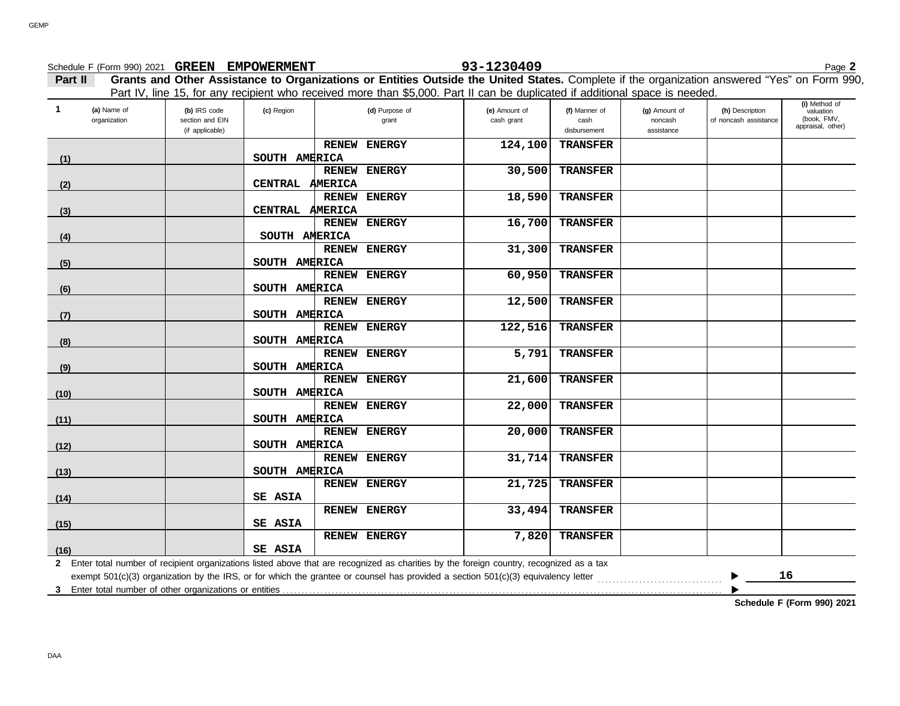Schedule F (Form 990) 2021 **GREEN EMPOWERMENT** 93-1230409 Page **2**

**Part II** **Grants and Other Assistance to Organizations or Entities Outside the United States.** Complete if the organization answered "Yes" on Form 990, Part IV, line 15, for any recipient who received more than $5,000. Part II can be duplicated if additional space is needed.

| 1 | (a) Name of organization | (b) IRS code section and EIN (if applicable) | (c) Region | (d) Purpose of grant | (e) Amount of cash grant | (f) Manner of cash disbursement | (g) Amount of noncash assistance | (h) Description of noncash assistance | (i) Method of valuation (book, FMV, appraisal, other) |
|---|---|---|---|---|---|---|---|---|---|
| (1) | | | SOUTH AMERICA | RENEW ENERGY | 124,100 | TRANSFER | | | |
| (2) | | | CENTRAL AMERICA | RENEW ENERGY | 30,500 | TRANSFER | | | |
| (3) | | | CENTRAL AMERICA | RENEW ENERGY | 18,590 | TRANSFER | | | |
| (4) | | | SOUTH AMERICA | RENEW ENERGY | 16,700 | TRANSFER | | | |
| (5) | | | SOUTH AMERICA | RENEW ENERGY | 31,300 | TRANSFER | | | |
| (6) | | | SOUTH AMERICA | RENEW ENERGY | 60,950 | TRANSFER | | | |
| (7) | | | SOUTH AMERICA | RENEW ENERGY | 12,500 | TRANSFER | | | |
| (8) | | | SOUTH AMERICA | RENEW ENERGY | 122,516 | TRANSFER | | | |
| (9) | | | SOUTH AMERICA | RENEW ENERGY | 5,791 | TRANSFER | | | |
| (10) | | | SOUTH AMERICA | RENEW ENERGY | 21,600 | TRANSFER | | | |
| (11) | | | SOUTH AMERICA | RENEW ENERGY | 22,000 | TRANSFER | | | |
| (12) | | | SOUTH AMERICA | RENEW ENERGY | 20,000 | TRANSFER | | | |
| (13) | | | SOUTH AMERICA | RENEW ENERGY | 31,714 | TRANSFER | | | |
| (14) | | | SE ASIA | RENEW ENERGY | 21,725 | TRANSFER | | | |
| (15) | | | SE ASIA | RENEW ENERGY | 33,494 | TRANSFER | | | |
| (16) | | | SE ASIA | RENEW ENERGY | 7,820 | TRANSFER | | | |

**2** Enter total number of recipient organizations listed above that are recognized as charities by the foreign country, recognized as a tax exempt 501(c)(3) organization by the IRS, or for which the grantee or counsel has provided a section 501(c)(3) equivalency letter ▶ **16**

**3** Enter total number of other organizations or entities ▶

**Schedule F (Form 990) 2021**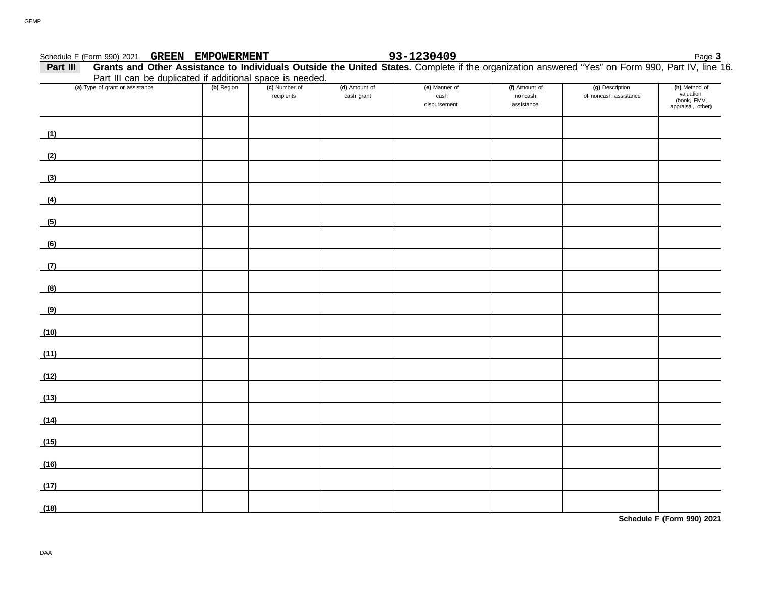Schedule F (Form 990) 2021 **GREEN EMPOWERMENT** **93-1230409**

**Part III** **Grants and Other Assistance to Individuals Outside the United States.** Complete if the organization answered "Yes" on Form 990, Part IV, line 16. Part III can be duplicated if additional space is needed.

| (a) Type of grant or assistance | (b) Region | (c) Number of recipients | (d) Amount of cash grant | (e) Manner of cash disbursement | (f) Amount of noncash assistance | (g) Description of noncash assistance | (h) Method of valuation (book, FMV, appraisal, other) |
|---|---|---|---|---|---|---|---|
| (1) | | | | | | | |
| (2) | | | | | | | |
| (3) | | | | | | | |
| (4) | | | | | | | |
| (5) | | | | | | | |
| (6) | | | | | | | |
| (7) | | | | | | | |
| (8) | | | | | | | |
| (9) | | | | | | | |
| (10) | | | | | | | |
| (11) | | | | | | | |
| (12) | | | | | | | |
| (13) | | | | | | | |
| (14) | | | | | | | |
| (15) | | | | | | | |
| (16) | | | | | | | |
| (17) | | | | | | | |
| (18) | | | | | | | |

**Schedule F (Form 990) 2021**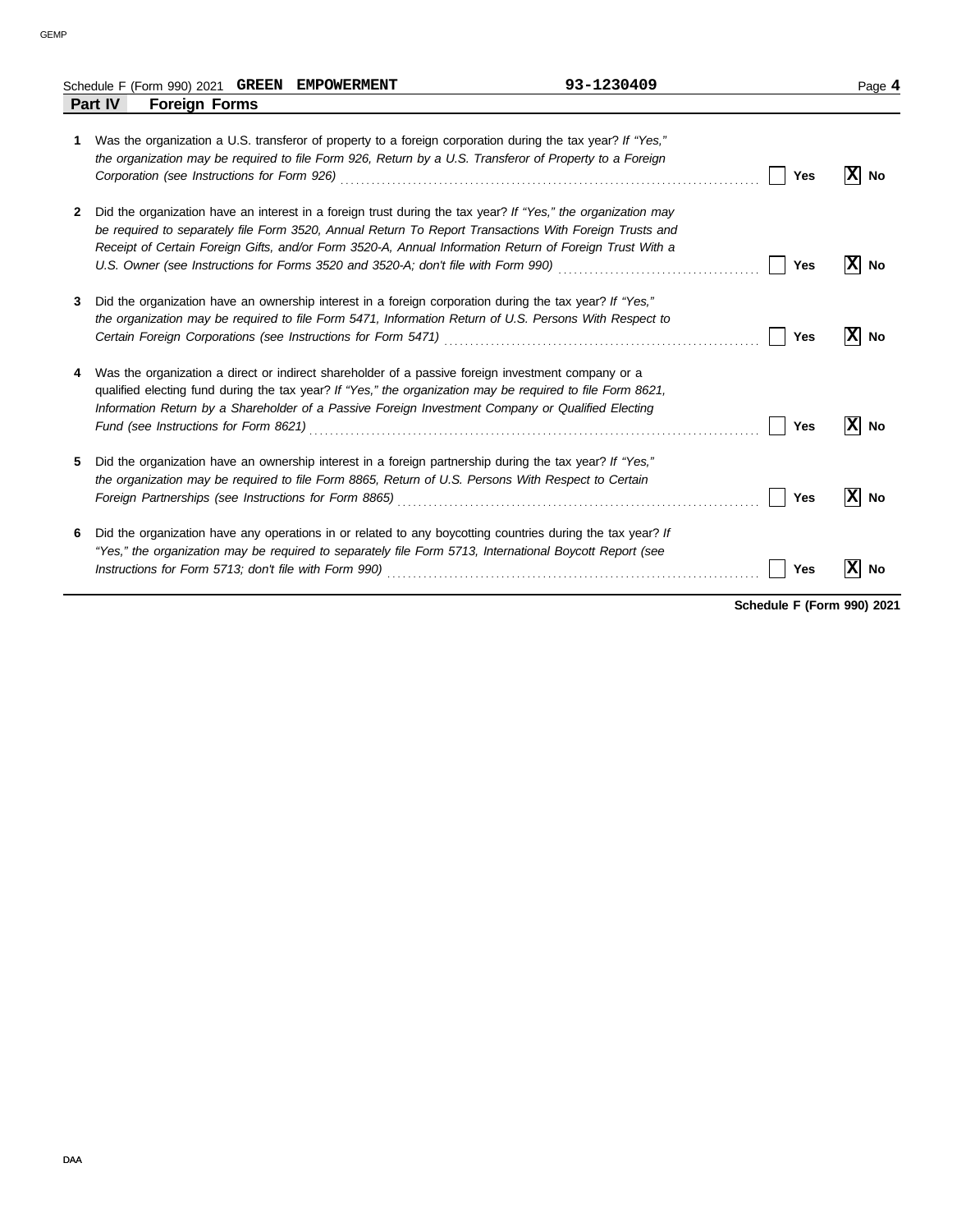Schedule F (Form 990) 2021 **GREEN EMPOWERMENT** **93-1230409**

## Part IV Foreign Forms

**1** Was the organization a U.S. transferor of property to a foreign corporation during the tax year? *If "Yes," the organization may be required to file Form 926, Return by a U.S. Transferor of Property to a Foreign Corporation (see Instructions for Form 926)* .......... [ ] **Yes** [X] **No**

**2** Did the organization have an interest in a foreign trust during the tax year? *If "Yes," the organization may be required to separately file Form 3520, Annual Return To Report Transactions With Foreign Trusts and Receipt of Certain Foreign Gifts, and/or Form 3520-A, Annual Information Return of Foreign Trust With a U.S. Owner (see Instructions for Forms 3520 and 3520-A; don't file with Form 990)* .......... [ ] **Yes** [X] **No**

**3** Did the organization have an ownership interest in a foreign corporation during the tax year? *If "Yes," the organization may be required to file Form 5471, Information Return of U.S. Persons With Respect to Certain Foreign Corporations (see Instructions for Form 5471)* .......... [ ] **Yes** [X] **No**

**4** Was the organization a direct or indirect shareholder of a passive foreign investment company or a qualified electing fund during the tax year? *If "Yes," the organization may be required to file Form 8621, Information Return by a Shareholder of a Passive Foreign Investment Company or Qualified Electing Fund (see Instructions for Form 8621)* .......... [ ] **Yes** [X] **No**

**5** Did the organization have an ownership interest in a foreign partnership during the tax year? *If "Yes," the organization may be required to file Form 8865, Return of U.S. Persons With Respect to Certain Foreign Partnerships (see Instructions for Form 8865)* .......... [ ] **Yes** [X] **No**

**6** Did the organization have any operations in or related to any boycotting countries during the tax year? *If "Yes," the organization may be required to separately file Form 5713, International Boycott Report (see Instructions for Form 5713; don't file with Form 990)* .......... [ ] **Yes** [X] **No**

**Schedule F (Form 990) 2021**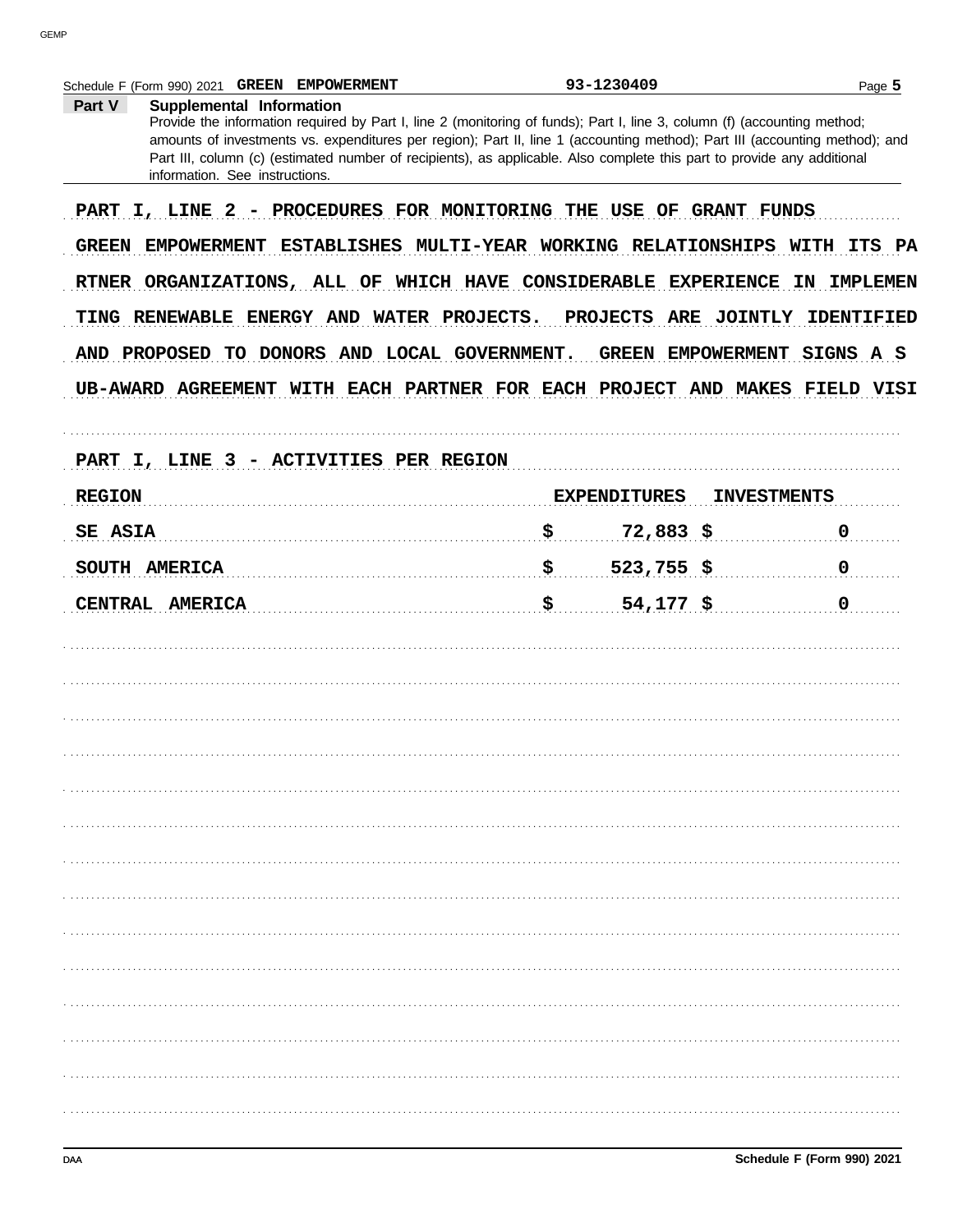Schedule F (Form 990) 2021 **GREEN EMPOWERMENT** 93-1230409

**Part V** **Supplemental Information**

Provide the information required by Part I, line 2 (monitoring of funds); Part I, line 3, column (f) (accounting method; amounts of investments vs. expenditures per region); Part II, line 1 (accounting method); Part III (accounting method); and Part III, column (c) (estimated number of recipients), as applicable. Also complete this part to provide any additional information. See instructions.

PART I, LINE 2 - PROCEDURES FOR MONITORING THE USE OF GRANT FUNDS

GREEN EMPOWERMENT ESTABLISHES MULTI-YEAR WORKING RELATIONSHIPS WITH ITS PARTNER ORGANIZATIONS, ALL OF WHICH HAVE CONSIDERABLE EXPERIENCE IN IMPLEMENTING RENEWABLE ENERGY AND WATER PROJECTS. PROJECTS ARE JOINTLY IDENTIFIED AND PROPOSED TO DONORS AND LOCAL GOVERNMENT. GREEN EMPOWERMENT SIGNS A SUB-AWARD AGREEMENT WITH EACH PARTNER FOR EACH PROJECT AND MAKES FIELD VISI

PART I, LINE 3 - ACTIVITIES PER REGION

| REGION | EXPENDITURES | INVESTMENTS |
|---|---|---|
| SE ASIA | $ 72,883 | $ 0 |
| SOUTH AMERICA | $ 523,755 | $ 0 |
| CENTRAL AMERICA | $ 54,177 | $ 0 |

Schedule F (Form 990) 2021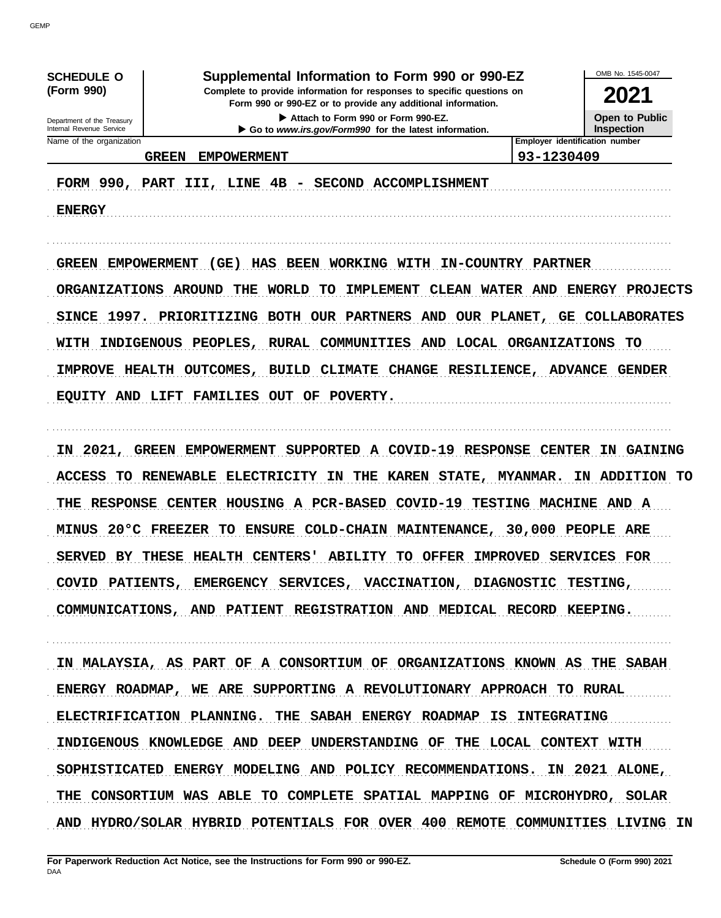**SCHEDULE O (Form 990)**

**Supplemental Information to Form 990 or 990-EZ**

Complete to provide information for responses to specific questions on Form 990 or 990-EZ or to provide any additional information.

▶ Attach to Form 990 or Form 990-EZ.

▶ Go to *www.irs.gov/Form990* for the latest information.

OMB No. 1545-0047

**2021**

**Open to Public Inspection**

Department of the Treasury
Internal Revenue Service

| Name of the organization | Employer identification number |
|---|---|
| GREEN EMPOWERMENT | 93-1230409 |

FORM 990, PART III, LINE 4B - SECOND ACCOMPLISHMENT

ENERGY

GREEN EMPOWERMENT (GE) HAS BEEN WORKING WITH IN-COUNTRY PARTNER ORGANIZATIONS AROUND THE WORLD TO IMPLEMENT CLEAN WATER AND ENERGY PROJECTS SINCE 1997. PRIORITIZING BOTH OUR PARTNERS AND OUR PLANET, GE COLLABORATES WITH INDIGENOUS PEOPLES, RURAL COMMUNITIES AND LOCAL ORGANIZATIONS TO IMPROVE HEALTH OUTCOMES, BUILD CLIMATE CHANGE RESILIENCE, ADVANCE GENDER EQUITY AND LIFT FAMILIES OUT OF POVERTY.

IN 2021, GREEN EMPOWERMENT SUPPORTED A COVID-19 RESPONSE CENTER IN GAINING ACCESS TO RENEWABLE ELECTRICITY IN THE KAREN STATE, MYANMAR. IN ADDITION TO THE RESPONSE CENTER HOUSING A PCR-BASED COVID-19 TESTING MACHINE AND A MINUS 20°C FREEZER TO ENSURE COLD-CHAIN MAINTENANCE, 30,000 PEOPLE ARE SERVED BY THESE HEALTH CENTERS' ABILITY TO OFFER IMPROVED SERVICES FOR COVID PATIENTS, EMERGENCY SERVICES, VACCINATION, DIAGNOSTIC TESTING, COMMUNICATIONS, AND PATIENT REGISTRATION AND MEDICAL RECORD KEEPING.

IN MALAYSIA, AS PART OF A CONSORTIUM OF ORGANIZATIONS KNOWN AS THE SABAH ENERGY ROADMAP, WE ARE SUPPORTING A REVOLUTIONARY APPROACH TO RURAL ELECTRIFICATION PLANNING. THE SABAH ENERGY ROADMAP IS INTEGRATING INDIGENOUS KNOWLEDGE AND DEEP UNDERSTANDING OF THE LOCAL CONTEXT WITH SOPHISTICATED ENERGY MODELING AND POLICY RECOMMENDATIONS. IN 2021 ALONE, THE CONSORTIUM WAS ABLE TO COMPLETE SPATIAL MAPPING OF MICROHYDRO, SOLAR AND HYDRO/SOLAR HYBRID POTENTIALS FOR OVER 400 REMOTE COMMUNITIES LIVING IN

For Paperwork Reduction Act Notice, see the Instructions for Form 990 or 990-EZ. Schedule O (Form 990) 2021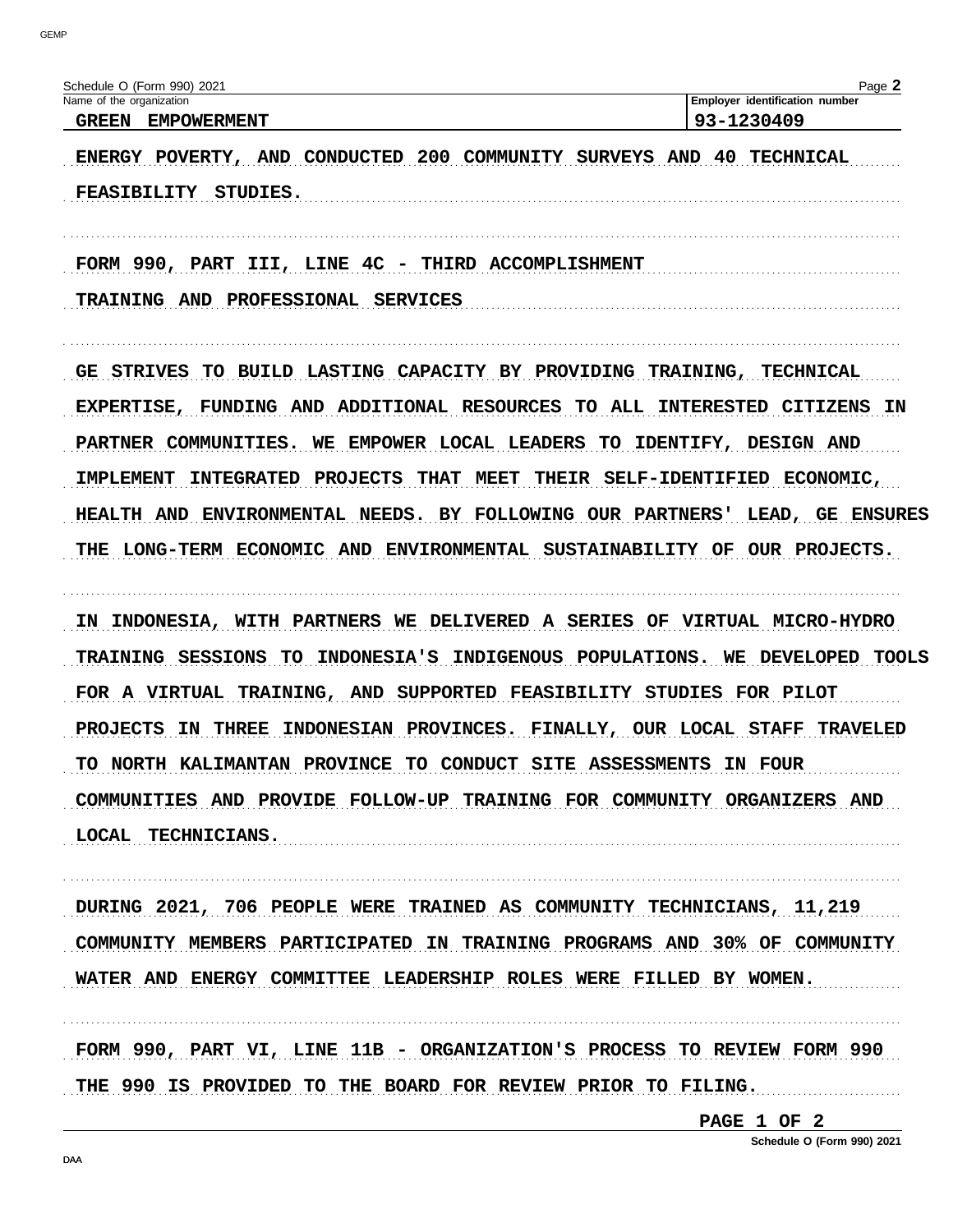Schedule O (Form 990) 2021

Name of the organization: GREEN EMPOWERMENT

Employer identification number: 93-1230409

ENERGY POVERTY, AND CONDUCTED 200 COMMUNITY SURVEYS AND 40 TECHNICAL FEASIBILITY STUDIES.

FORM 990, PART III, LINE 4C - THIRD ACCOMPLISHMENT

TRAINING AND PROFESSIONAL SERVICES

GE STRIVES TO BUILD LASTING CAPACITY BY PROVIDING TRAINING, TECHNICAL EXPERTISE, FUNDING AND ADDITIONAL RESOURCES TO ALL INTERESTED CITIZENS IN PARTNER COMMUNITIES. WE EMPOWER LOCAL LEADERS TO IDENTIFY, DESIGN AND IMPLEMENT INTEGRATED PROJECTS THAT MEET THEIR SELF-IDENTIFIED ECONOMIC, HEALTH AND ENVIRONMENTAL NEEDS. BY FOLLOWING OUR PARTNERS' LEAD, GE ENSURES THE LONG-TERM ECONOMIC AND ENVIRONMENTAL SUSTAINABILITY OF OUR PROJECTS.

IN INDONESIA, WITH PARTNERS WE DELIVERED A SERIES OF VIRTUAL MICRO-HYDRO TRAINING SESSIONS TO INDONESIA'S INDIGENOUS POPULATIONS. WE DEVELOPED TOOLS FOR A VIRTUAL TRAINING, AND SUPPORTED FEASIBILITY STUDIES FOR PILOT PROJECTS IN THREE INDONESIAN PROVINCES. FINALLY, OUR LOCAL STAFF TRAVELED TO NORTH KALIMANTAN PROVINCE TO CONDUCT SITE ASSESSMENTS IN FOUR COMMUNITIES AND PROVIDE FOLLOW-UP TRAINING FOR COMMUNITY ORGANIZERS AND LOCAL TECHNICIANS.

DURING 2021, 706 PEOPLE WERE TRAINED AS COMMUNITY TECHNICIANS, 11,219 COMMUNITY MEMBERS PARTICIPATED IN TRAINING PROGRAMS AND 30% OF COMMUNITY WATER AND ENERGY COMMITTEE LEADERSHIP ROLES WERE FILLED BY WOMEN.

FORM 990, PART VI, LINE 11B - ORGANIZATION'S PROCESS TO REVIEW FORM 990

THE 990 IS PROVIDED TO THE BOARD FOR REVIEW PRIOR TO FILING.

Schedule O (Form 990) 2021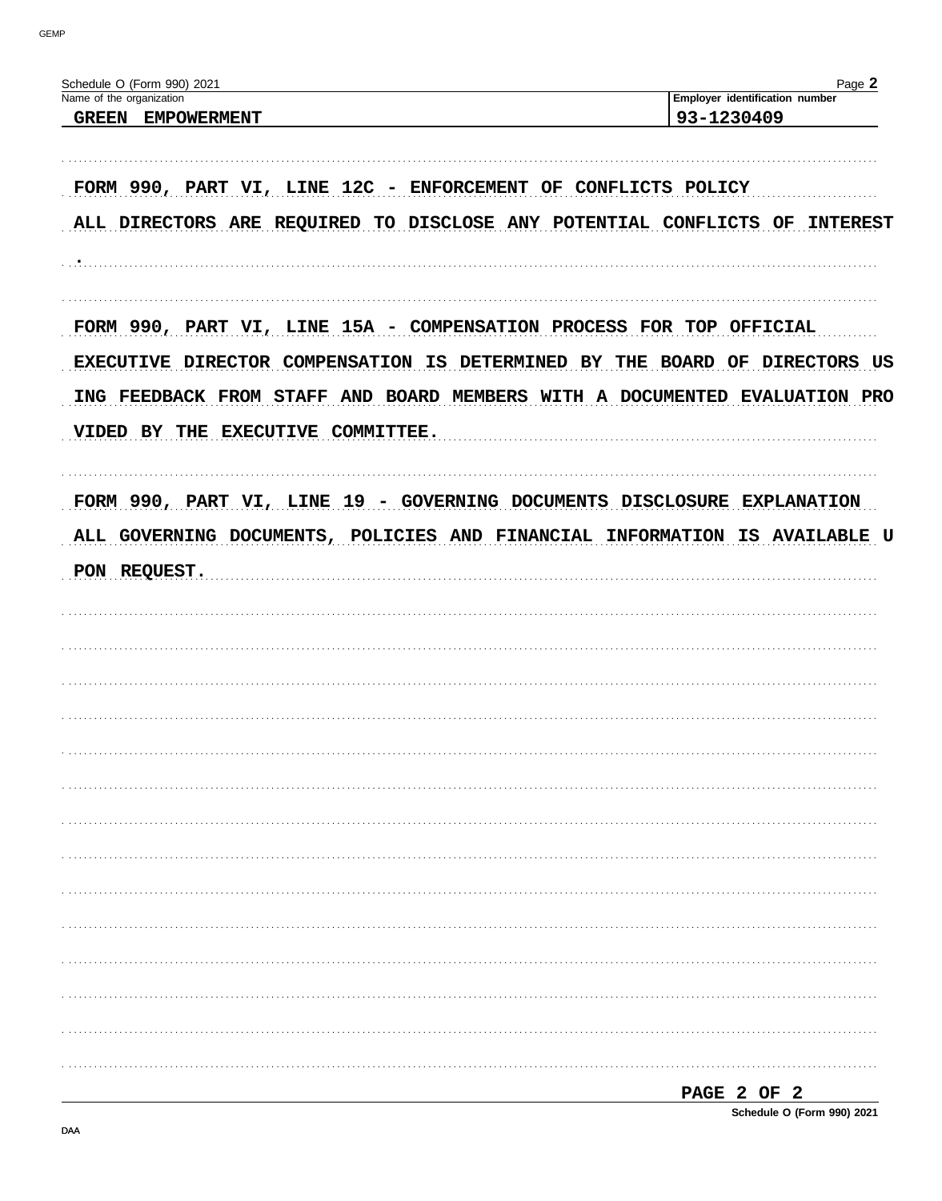Schedule O (Form 990) 2021

Name of the organization: **GREEN EMPOWERMENT**

Employer identification number: **93-1230409**

FORM 990, PART VI, LINE 12C - ENFORCEMENT OF CONFLICTS POLICY

ALL DIRECTORS ARE REQUIRED TO DISCLOSE ANY POTENTIAL CONFLICTS OF INTEREST .

FORM 990, PART VI, LINE 15A - COMPENSATION PROCESS FOR TOP OFFICIAL

EXECUTIVE DIRECTOR COMPENSATION IS DETERMINED BY THE BOARD OF DIRECTORS USING FEEDBACK FROM STAFF AND BOARD MEMBERS WITH A DOCUMENTED EVALUATION PROVIDED BY THE EXECUTIVE COMMITTEE.

FORM 990, PART VI, LINE 19 - GOVERNING DOCUMENTS DISCLOSURE EXPLANATION

ALL GOVERNING DOCUMENTS, POLICIES AND FINANCIAL INFORMATION IS AVAILABLE UPON REQUEST.

Schedule O (Form 990) 2021